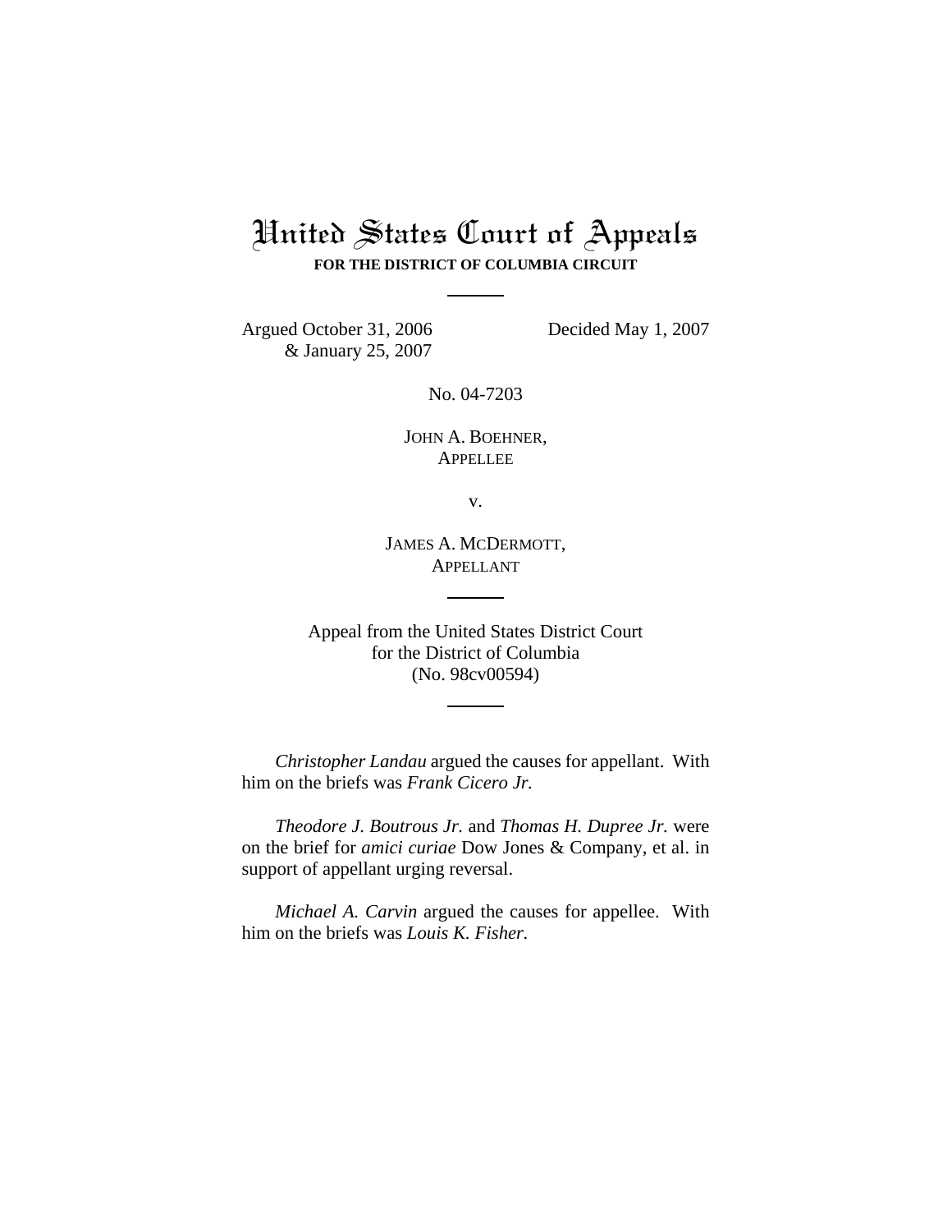# United States Court of Appeals

**FOR THE DISTRICT OF COLUMBIA CIRCUIT**

Argued October 31, 2006 & January 25, 2007

Decided May 1, 2007

No. 04-7203

JOHN A. BOEHNER,
APPELLEE

v.

JAMES A. MCDERMOTT,
APPELLANT

Appeal from the United States District Court
for the District of Columbia
(No. 98cv00594)

*Christopher Landau* argued the causes for appellant. With him on the briefs was *Frank Cicero Jr.*

*Theodore J. Boutrous Jr.* and *Thomas H. Dupree Jr.* were on the brief for *amici curiae* Dow Jones & Company, et al. in support of appellant urging reversal.

*Michael A. Carvin* argued the causes for appellee. With him on the briefs was *Louis K. Fisher.*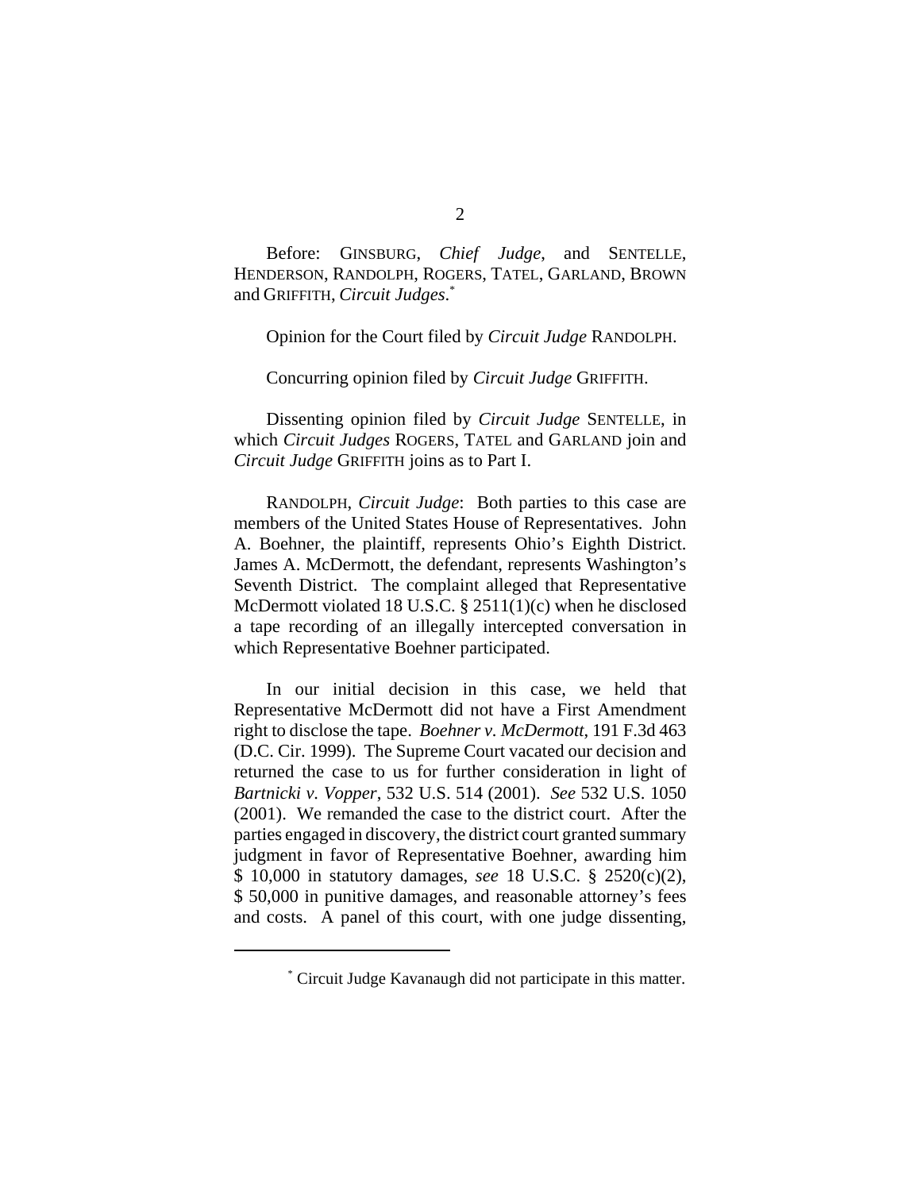Before: GINSBURG, *Chief Judge*, and SENTELLE, HENDERSON, RANDOLPH, ROGERS, TATEL, GARLAND, BROWN and GRIFFITH, *Circuit Judges*.*

Opinion for the Court filed by *Circuit Judge* RANDOLPH.

Concurring opinion filed by *Circuit Judge* GRIFFITH.

Dissenting opinion filed by *Circuit Judge* SENTELLE, in which *Circuit Judges* ROGERS, TATEL and GARLAND join and *Circuit Judge* GRIFFITH joins as to Part I.

RANDOLPH, *Circuit Judge*: Both parties to this case are members of the United States House of Representatives. John A. Boehner, the plaintiff, represents Ohio's Eighth District. James A. McDermott, the defendant, represents Washington's Seventh District. The complaint alleged that Representative McDermott violated 18 U.S.C. § 2511(1)(c) when he disclosed a tape recording of an illegally intercepted conversation in which Representative Boehner participated.

In our initial decision in this case, we held that Representative McDermott did not have a First Amendment right to disclose the tape. *Boehner v. McDermott*, 191 F.3d 463 (D.C. Cir. 1999). The Supreme Court vacated our decision and returned the case to us for further consideration in light of *Bartnicki v. Vopper*, 532 U.S. 514 (2001). *See* 532 U.S. 1050 (2001). We remanded the case to the district court. After the parties engaged in discovery, the district court granted summary judgment in favor of Representative Boehner, awarding him \$ 10,000 in statutory damages, *see* 18 U.S.C. § 2520(c)(2), \$ 50,000 in punitive damages, and reasonable attorney's fees and costs. A panel of this court, with one judge dissenting,

* Circuit Judge Kavanaugh did not participate in this matter.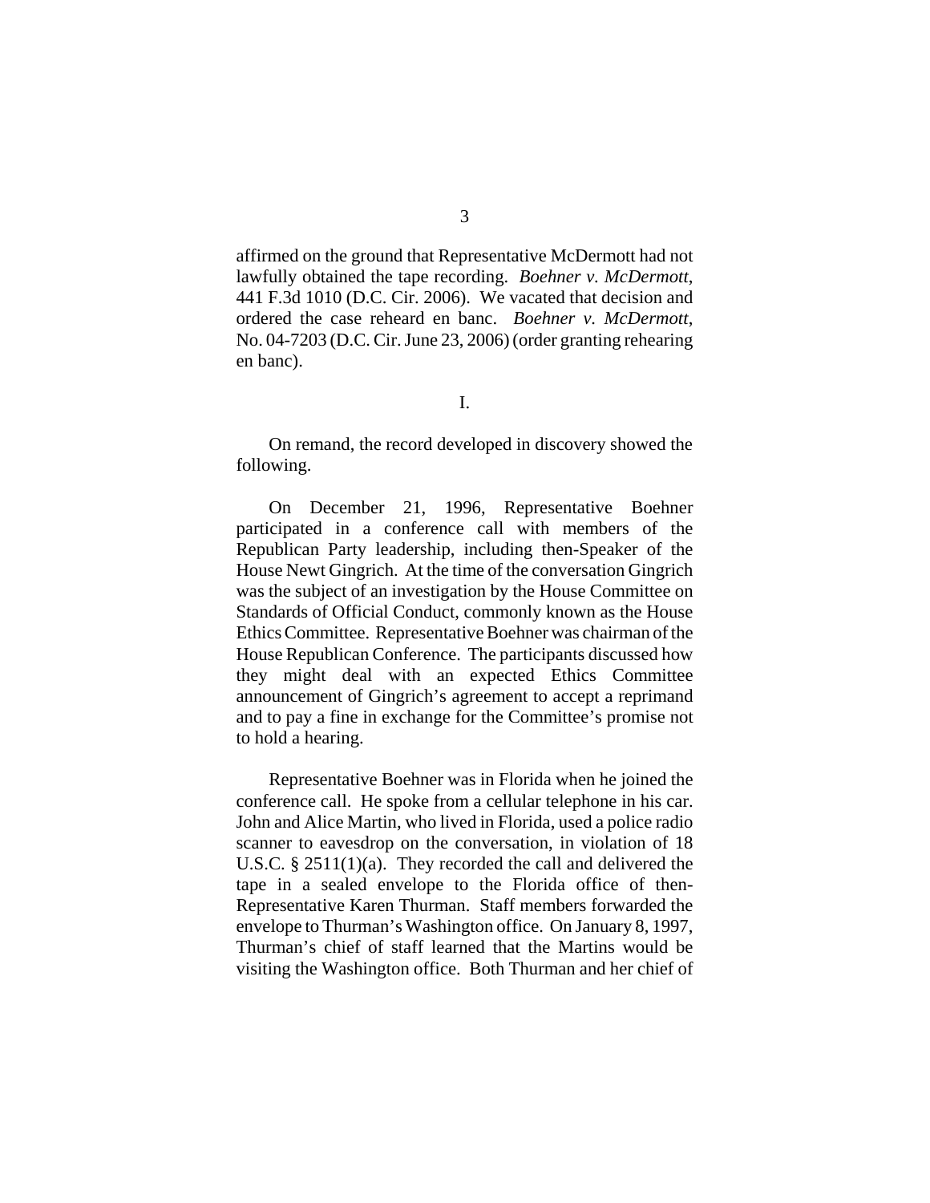affirmed on the ground that Representative McDermott had not lawfully obtained the tape recording. *Boehner v. McDermott*, 441 F.3d 1010 (D.C. Cir. 2006). We vacated that decision and ordered the case reheard en banc. *Boehner v. McDermott*, No. 04-7203 (D.C. Cir. June 23, 2006) (order granting rehearing en banc).

I.

On remand, the record developed in discovery showed the following.

On December 21, 1996, Representative Boehner participated in a conference call with members of the Republican Party leadership, including then-Speaker of the House Newt Gingrich. At the time of the conversation Gingrich was the subject of an investigation by the House Committee on Standards of Official Conduct, commonly known as the House Ethics Committee. Representative Boehner was chairman of the House Republican Conference. The participants discussed how they might deal with an expected Ethics Committee announcement of Gingrich's agreement to accept a reprimand and to pay a fine in exchange for the Committee's promise not to hold a hearing.

Representative Boehner was in Florida when he joined the conference call. He spoke from a cellular telephone in his car. John and Alice Martin, who lived in Florida, used a police radio scanner to eavesdrop on the conversation, in violation of 18 U.S.C. § 2511(1)(a). They recorded the call and delivered the tape in a sealed envelope to the Florida office of then-Representative Karen Thurman. Staff members forwarded the envelope to Thurman's Washington office. On January 8, 1997, Thurman's chief of staff learned that the Martins would be visiting the Washington office. Both Thurman and her chief of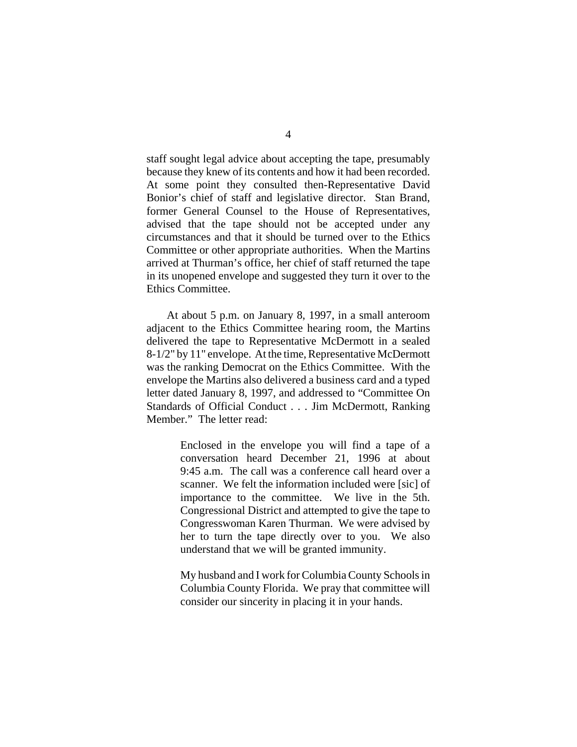staff sought legal advice about accepting the tape, presumably because they knew of its contents and how it had been recorded. At some point they consulted then-Representative David Bonior's chief of staff and legislative director. Stan Brand, former General Counsel to the House of Representatives, advised that the tape should not be accepted under any circumstances and that it should be turned over to the Ethics Committee or other appropriate authorities. When the Martins arrived at Thurman's office, her chief of staff returned the tape in its unopened envelope and suggested they turn it over to the Ethics Committee.

At about 5 p.m. on January 8, 1997, in a small anteroom adjacent to the Ethics Committee hearing room, the Martins delivered the tape to Representative McDermott in a sealed 8-1/2" by 11" envelope. At the time, Representative McDermott was the ranking Democrat on the Ethics Committee. With the envelope the Martins also delivered a business card and a typed letter dated January 8, 1997, and addressed to "Committee On Standards of Official Conduct . . . Jim McDermott, Ranking Member." The letter read:

> Enclosed in the envelope you will find a tape of a conversation heard December 21, 1996 at about 9:45 a.m. The call was a conference call heard over a scanner. We felt the information included were [sic] of importance to the committee. We live in the 5th. Congressional District and attempted to give the tape to Congresswoman Karen Thurman. We were advised by her to turn the tape directly over to you. We also understand that we will be granted immunity.
>
> My husband and I work for Columbia County Schools in Columbia County Florida. We pray that committee will consider our sincerity in placing it in your hands.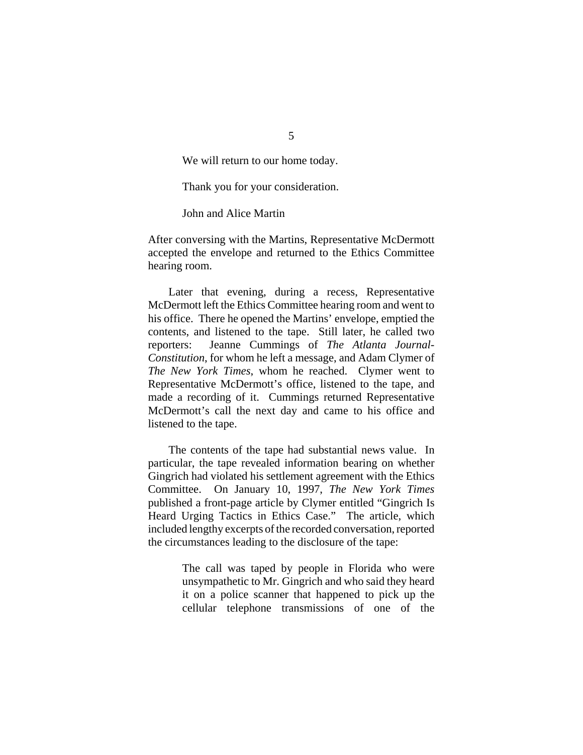> We will return to our home today.
>
> Thank you for your consideration.
>
> John and Alice Martin

After conversing with the Martins, Representative McDermott accepted the envelope and returned to the Ethics Committee hearing room.

Later that evening, during a recess, Representative McDermott left the Ethics Committee hearing room and went to his office. There he opened the Martins' envelope, emptied the contents, and listened to the tape. Still later, he called two reporters: Jeanne Cummings of *The Atlanta Journal-Constitution*, for whom he left a message, and Adam Clymer of *The New York Times*, whom he reached. Clymer went to Representative McDermott's office, listened to the tape, and made a recording of it. Cummings returned Representative McDermott's call the next day and came to his office and listened to the tape.

The contents of the tape had substantial news value. In particular, the tape revealed information bearing on whether Gingrich had violated his settlement agreement with the Ethics Committee. On January 10, 1997, *The New York Times* published a front-page article by Clymer entitled "Gingrich Is Heard Urging Tactics in Ethics Case." The article, which included lengthy excerpts of the recorded conversation, reported the circumstances leading to the disclosure of the tape:

> The call was taped by people in Florida who were unsympathetic to Mr. Gingrich and who said they heard it on a police scanner that happened to pick up the cellular telephone transmissions of one of the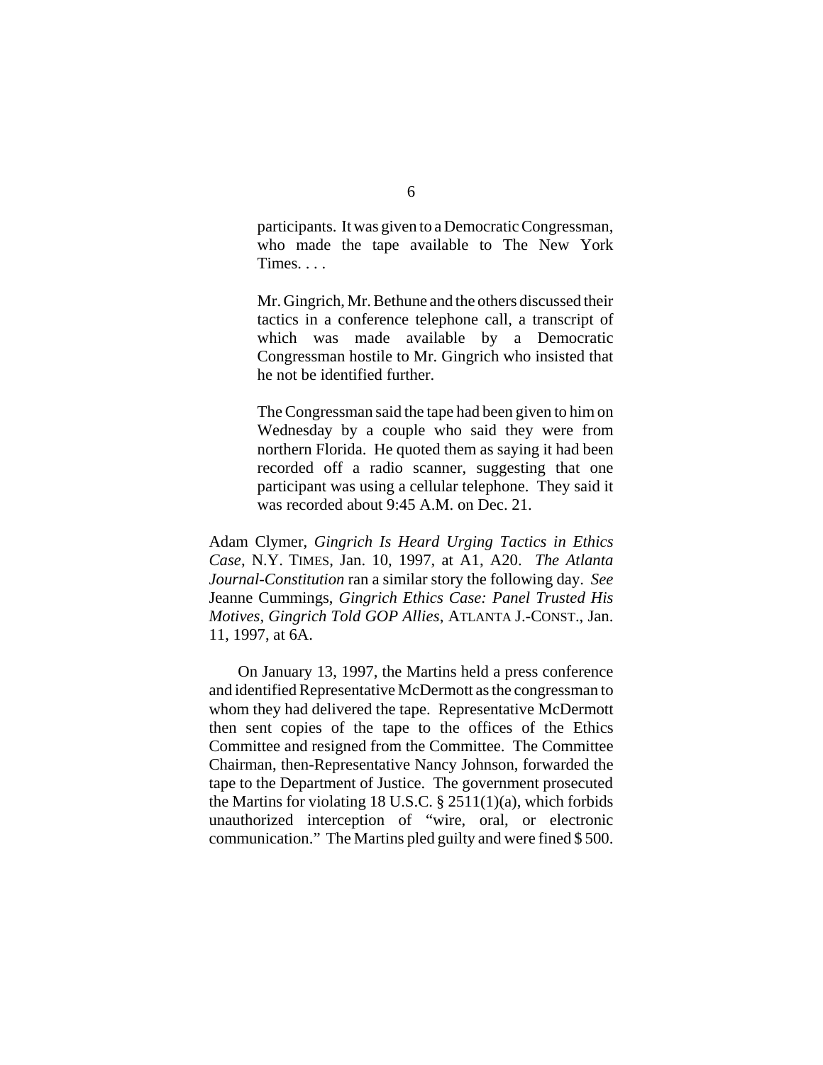> participants. It was given to a Democratic Congressman, who made the tape available to The New York Times. . . .
>
> Mr. Gingrich, Mr. Bethune and the others discussed their tactics in a conference telephone call, a transcript of which was made available by a Democratic Congressman hostile to Mr. Gingrich who insisted that he not be identified further.
>
> The Congressman said the tape had been given to him on Wednesday by a couple who said they were from northern Florida. He quoted them as saying it had been recorded off a radio scanner, suggesting that one participant was using a cellular telephone. They said it was recorded about 9:45 A.M. on Dec. 21.

Adam Clymer, *Gingrich Is Heard Urging Tactics in Ethics Case*, N.Y. TIMES, Jan. 10, 1997, at A1, A20. *The Atlanta Journal-Constitution* ran a similar story the following day. *See* Jeanne Cummings, *Gingrich Ethics Case: Panel Trusted His Motives, Gingrich Told GOP Allies*, ATLANTA J.-CONST., Jan. 11, 1997, at 6A.

On January 13, 1997, the Martins held a press conference and identified Representative McDermott as the congressman to whom they had delivered the tape. Representative McDermott then sent copies of the tape to the offices of the Ethics Committee and resigned from the Committee. The Committee Chairman, then-Representative Nancy Johnson, forwarded the tape to the Department of Justice. The government prosecuted the Martins for violating 18 U.S.C. § 2511(1)(a), which forbids unauthorized interception of "wire, oral, or electronic communication." The Martins pled guilty and were fined $ 500.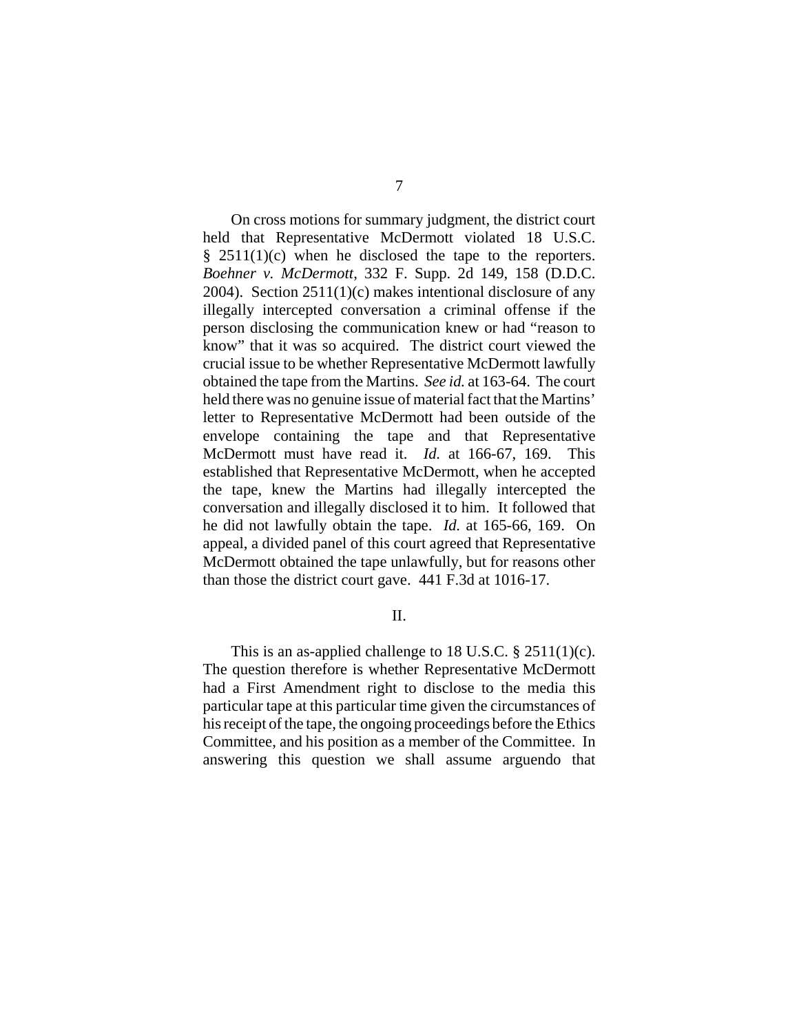On cross motions for summary judgment, the district court held that Representative McDermott violated 18 U.S.C. § 2511(1)(c) when he disclosed the tape to the reporters. *Boehner v. McDermott*, 332 F. Supp. 2d 149, 158 (D.D.C. 2004). Section 2511(1)(c) makes intentional disclosure of any illegally intercepted conversation a criminal offense if the person disclosing the communication knew or had "reason to know" that it was so acquired. The district court viewed the crucial issue to be whether Representative McDermott lawfully obtained the tape from the Martins. *See id.* at 163-64. The court held there was no genuine issue of material fact that the Martins' letter to Representative McDermott had been outside of the envelope containing the tape and that Representative McDermott must have read it. *Id.* at 166-67, 169. This established that Representative McDermott, when he accepted the tape, knew the Martins had illegally intercepted the conversation and illegally disclosed it to him. It followed that he did not lawfully obtain the tape. *Id.* at 165-66, 169. On appeal, a divided panel of this court agreed that Representative McDermott obtained the tape unlawfully, but for reasons other than those the district court gave. 441 F.3d at 1016-17.

## II.

This is an as-applied challenge to 18 U.S.C. § 2511(1)(c). The question therefore is whether Representative McDermott had a First Amendment right to disclose to the media this particular tape at this particular time given the circumstances of his receipt of the tape, the ongoing proceedings before the Ethics Committee, and his position as a member of the Committee. In answering this question we shall assume arguendo that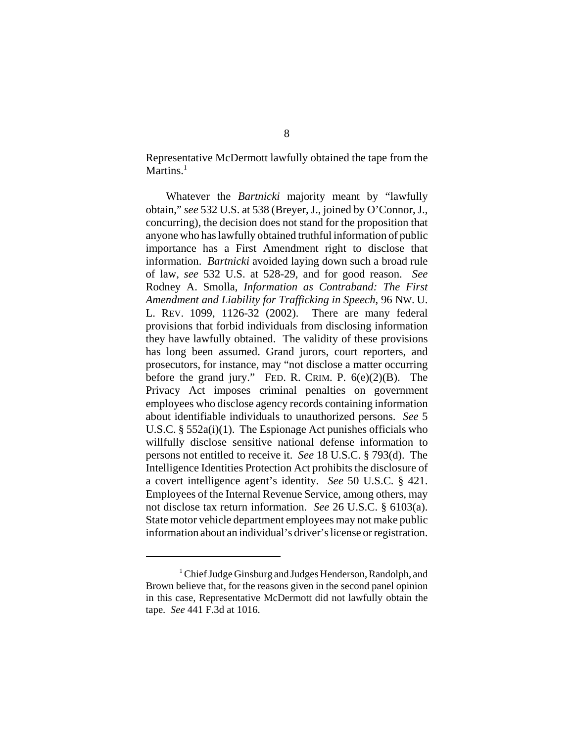Representative McDermott lawfully obtained the tape from the Martins.[1]

Whatever the *Bartnicki* majority meant by "lawfully obtain," *see* 532 U.S. at 538 (Breyer, J., joined by O'Connor, J., concurring), the decision does not stand for the proposition that anyone who has lawfully obtained truthful information of public importance has a First Amendment right to disclose that information. *Bartnicki* avoided laying down such a broad rule of law, *see* 532 U.S. at 528-29, and for good reason. *See* Rodney A. Smolla, *Information as Contraband: The First Amendment and Liability for Trafficking in Speech*, 96 NW. U. L. REV. 1099, 1126-32 (2002). There are many federal provisions that forbid individuals from disclosing information they have lawfully obtained. The validity of these provisions has long been assumed. Grand jurors, court reporters, and prosecutors, for instance, may "not disclose a matter occurring before the grand jury." FED. R. CRIM. P. 6(e)(2)(B). The Privacy Act imposes criminal penalties on government employees who disclose agency records containing information about identifiable individuals to unauthorized persons. *See* 5 U.S.C. § 552a(i)(1). The Espionage Act punishes officials who willfully disclose sensitive national defense information to persons not entitled to receive it. *See* 18 U.S.C. § 793(d). The Intelligence Identities Protection Act prohibits the disclosure of a covert intelligence agent's identity. *See* 50 U.S.C. § 421. Employees of the Internal Revenue Service, among others, may not disclose tax return information. *See* 26 U.S.C. § 6103(a). State motor vehicle department employees may not make public information about an individual's driver's license or registration.

---

[1] Chief Judge Ginsburg and Judges Henderson, Randolph, and Brown believe that, for the reasons given in the second panel opinion in this case, Representative McDermott did not lawfully obtain the tape. *See* 441 F.3d at 1016.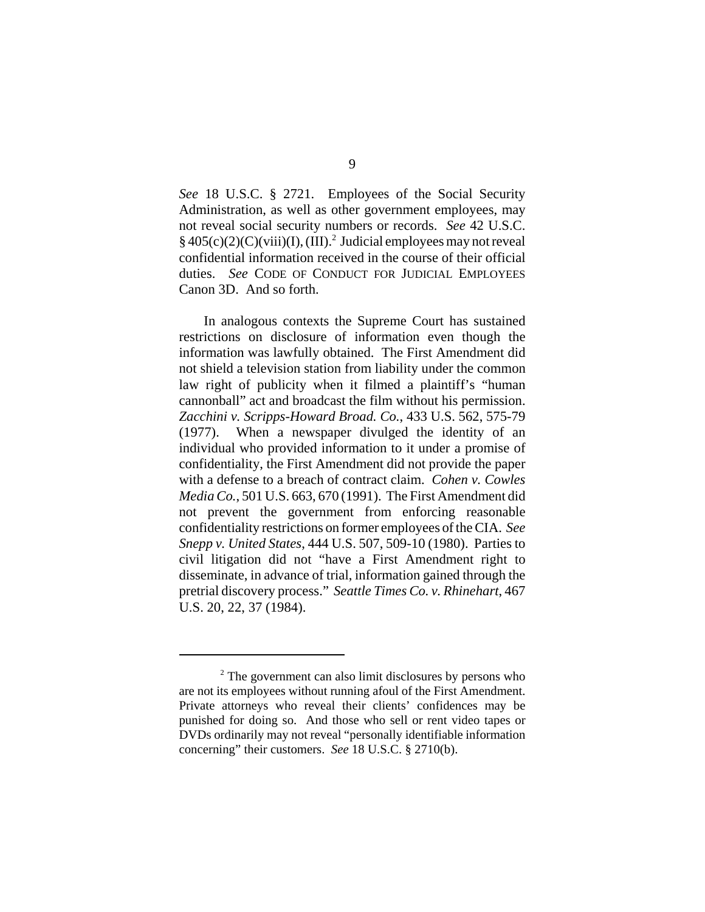*See* 18 U.S.C. § 2721. Employees of the Social Security Administration, as well as other government employees, may not reveal social security numbers or records. *See* 42 U.S.C. § 405(c)(2)(C)(viii)(I), (III).[2] Judicial employees may not reveal confidential information received in the course of their official duties. *See* CODE OF CONDUCT FOR JUDICIAL EMPLOYEES Canon 3D. And so forth.

In analogous contexts the Supreme Court has sustained restrictions on disclosure of information even though the information was lawfully obtained. The First Amendment did not shield a television station from liability under the common law right of publicity when it filmed a plaintiff's "human cannonball" act and broadcast the film without his permission. *Zacchini v. Scripps-Howard Broad. Co.*, 433 U.S. 562, 575-79 (1977). When a newspaper divulged the identity of an individual who provided information to it under a promise of confidentiality, the First Amendment did not provide the paper with a defense to a breach of contract claim. *Cohen v. Cowles Media Co.*, 501 U.S. 663, 670 (1991). The First Amendment did not prevent the government from enforcing reasonable confidentiality restrictions on former employees of the CIA. *See Snepp v. United States*, 444 U.S. 507, 509-10 (1980). Parties to civil litigation did not "have a First Amendment right to disseminate, in advance of trial, information gained through the pretrial discovery process." *Seattle Times Co. v. Rhinehart*, 467 U.S. 20, 22, 37 (1984).

---

[2] The government can also limit disclosures by persons who are not its employees without running afoul of the First Amendment. Private attorneys who reveal their clients' confidences may be punished for doing so. And those who sell or rent video tapes or DVDs ordinarily may not reveal "personally identifiable information concerning" their customers. *See* 18 U.S.C. § 2710(b).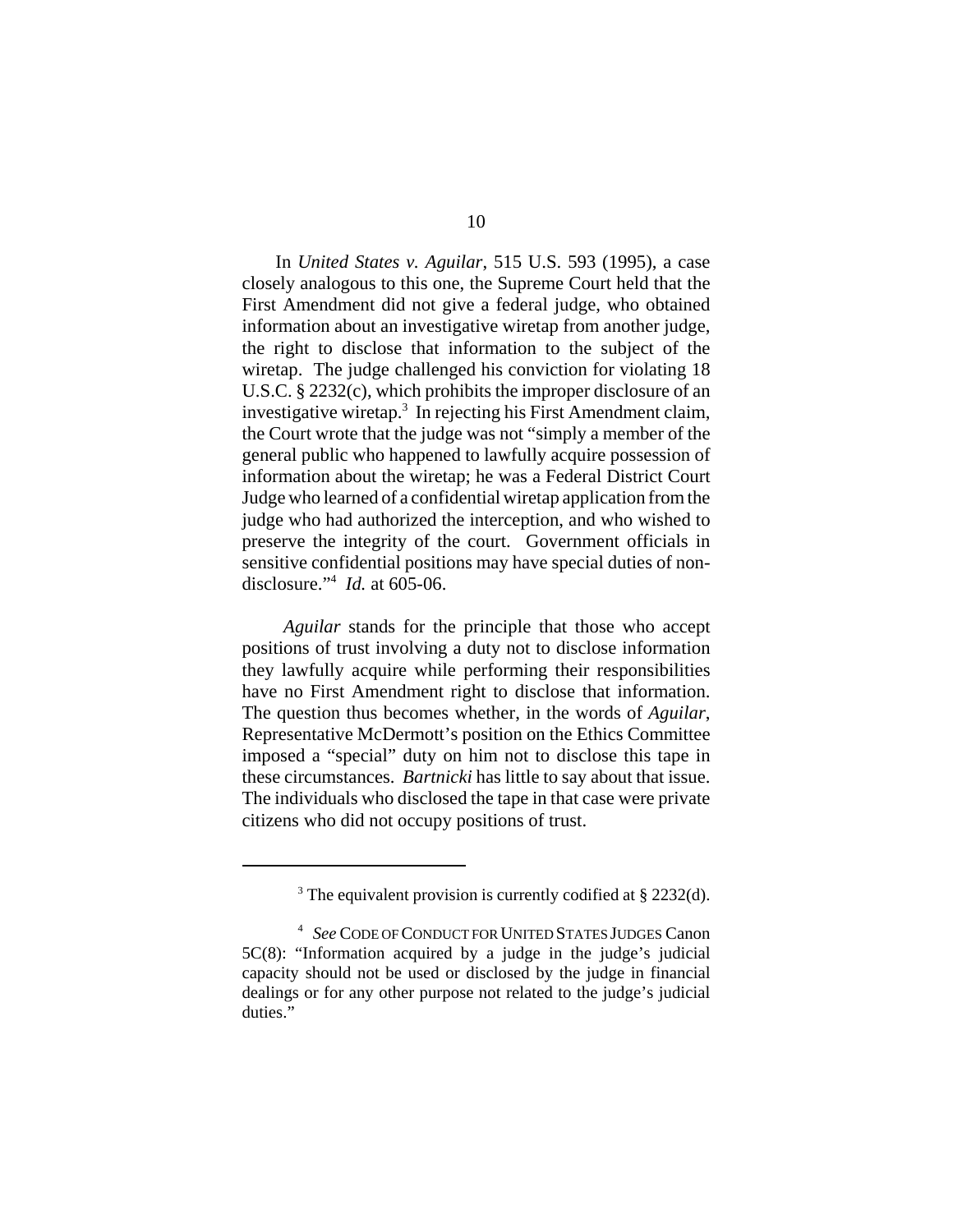In *United States v. Aguilar*, 515 U.S. 593 (1995), a case closely analogous to this one, the Supreme Court held that the First Amendment did not give a federal judge, who obtained information about an investigative wiretap from another judge, the right to disclose that information to the subject of the wiretap. The judge challenged his conviction for violating 18 U.S.C. § 2232(c), which prohibits the improper disclosure of an investigative wiretap.[3] In rejecting his First Amendment claim, the Court wrote that the judge was not "simply a member of the general public who happened to lawfully acquire possession of information about the wiretap; he was a Federal District Court Judge who learned of a confidential wiretap application from the judge who had authorized the interception, and who wished to preserve the integrity of the court. Government officials in sensitive confidential positions may have special duties of non-disclosure."[4] *Id.* at 605-06.

*Aguilar* stands for the principle that those who accept positions of trust involving a duty not to disclose information they lawfully acquire while performing their responsibilities have no First Amendment right to disclose that information. The question thus becomes whether, in the words of *Aguilar*, Representative McDermott's position on the Ethics Committee imposed a "special" duty on him not to disclose this tape in these circumstances. *Bartnicki* has little to say about that issue. The individuals who disclosed the tape in that case were private citizens who did not occupy positions of trust.

---

[3] The equivalent provision is currently codified at § 2232(d).

[4] *See* CODE OF CONDUCT FOR UNITED STATES JUDGES Canon 5C(8): "Information acquired by a judge in the judge's judicial capacity should not be used or disclosed by the judge in financial dealings or for any other purpose not related to the judge's judicial duties."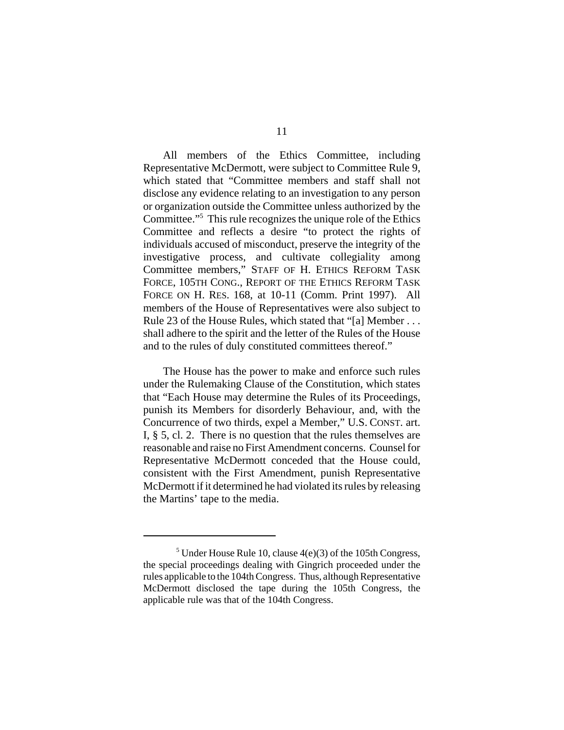All members of the Ethics Committee, including Representative McDermott, were subject to Committee Rule 9, which stated that "Committee members and staff shall not disclose any evidence relating to an investigation to any person or organization outside the Committee unless authorized by the Committee."[5] This rule recognizes the unique role of the Ethics Committee and reflects a desire "to protect the rights of individuals accused of misconduct, preserve the integrity of the investigative process, and cultivate collegiality among Committee members," STAFF OF H. ETHICS REFORM TASK FORCE, 105TH CONG., REPORT OF THE ETHICS REFORM TASK FORCE ON H. RES. 168, at 10-11 (Comm. Print 1997). All members of the House of Representatives were also subject to Rule 23 of the House Rules, which stated that "[a] Member . . . shall adhere to the spirit and the letter of the Rules of the House and to the rules of duly constituted committees thereof."

The House has the power to make and enforce such rules under the Rulemaking Clause of the Constitution, which states that "Each House may determine the Rules of its Proceedings, punish its Members for disorderly Behaviour, and, with the Concurrence of two thirds, expel a Member," U.S. CONST. art. I, § 5, cl. 2. There is no question that the rules themselves are reasonable and raise no First Amendment concerns. Counsel for Representative McDermott conceded that the House could, consistent with the First Amendment, punish Representative McDermott if it determined he had violated its rules by releasing the Martins' tape to the media.

---

[5] Under House Rule 10, clause 4(e)(3) of the 105th Congress, the special proceedings dealing with Gingrich proceeded under the rules applicable to the 104th Congress. Thus, although Representative McDermott disclosed the tape during the 105th Congress, the applicable rule was that of the 104th Congress.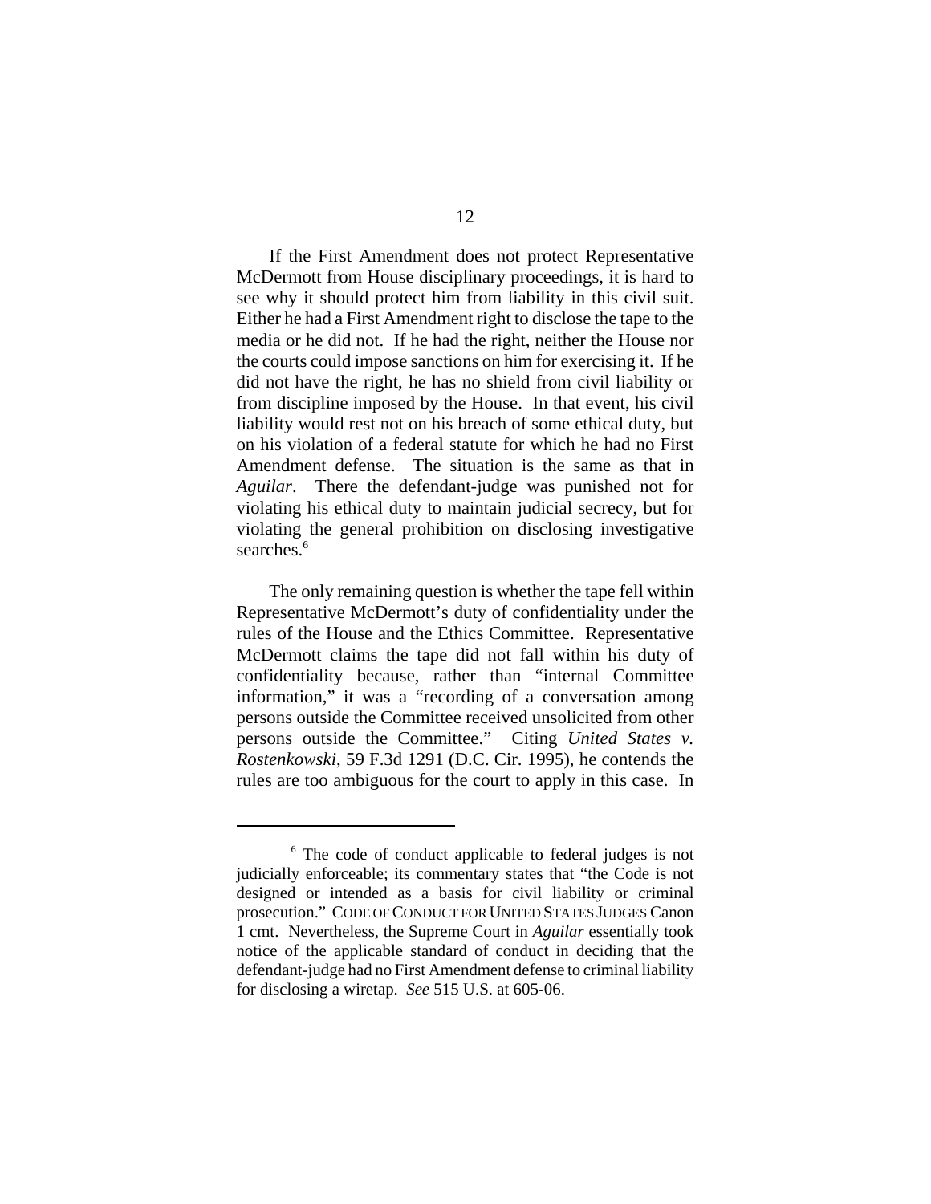If the First Amendment does not protect Representative McDermott from House disciplinary proceedings, it is hard to see why it should protect him from liability in this civil suit. Either he had a First Amendment right to disclose the tape to the media or he did not. If he had the right, neither the House nor the courts could impose sanctions on him for exercising it. If he did not have the right, he has no shield from civil liability or from discipline imposed by the House. In that event, his civil liability would rest not on his breach of some ethical duty, but on his violation of a federal statute for which he had no First Amendment defense. The situation is the same as that in *Aguilar*. There the defendant-judge was punished not for violating his ethical duty to maintain judicial secrecy, but for violating the general prohibition on disclosing investigative searches.[6]

The only remaining question is whether the tape fell within Representative McDermott's duty of confidentiality under the rules of the House and the Ethics Committee. Representative McDermott claims the tape did not fall within his duty of confidentiality because, rather than "internal Committee information," it was a "recording of a conversation among persons outside the Committee received unsolicited from other persons outside the Committee." Citing *United States v. Rostenkowski*, 59 F.3d 1291 (D.C. Cir. 1995), he contends the rules are too ambiguous for the court to apply in this case. In

---

[6] The code of conduct applicable to federal judges is not judicially enforceable; its commentary states that "the Code is not designed or intended as a basis for civil liability or criminal prosecution." CODE OF CONDUCT FOR UNITED STATES JUDGES Canon 1 cmt. Nevertheless, the Supreme Court in *Aguilar* essentially took notice of the applicable standard of conduct in deciding that the defendant-judge had no First Amendment defense to criminal liability for disclosing a wiretap. *See* 515 U.S. at 605-06.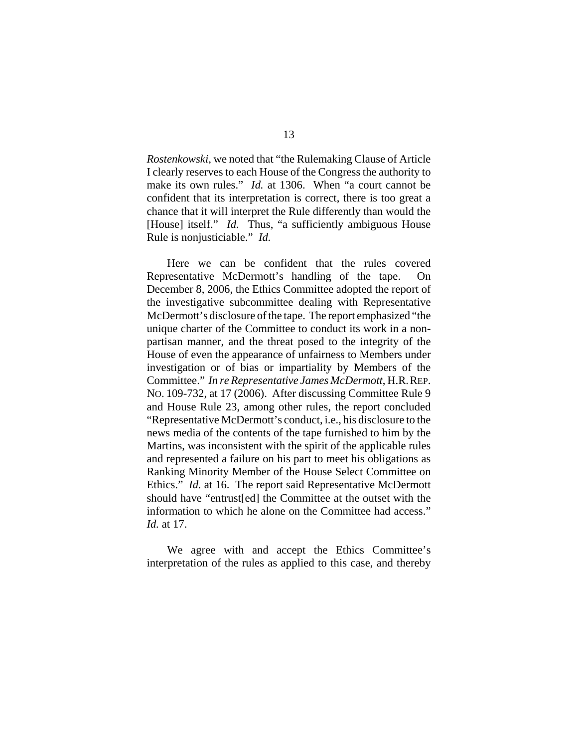*Rostenkowski*, we noted that "the Rulemaking Clause of Article I clearly reserves to each House of the Congress the authority to make its own rules." *Id.* at 1306. When "a court cannot be confident that its interpretation is correct, there is too great a chance that it will interpret the Rule differently than would the [House] itself." *Id.* Thus, "a sufficiently ambiguous House Rule is nonjusticiable." *Id.*

Here we can be confident that the rules covered Representative McDermott's handling of the tape. On December 8, 2006, the Ethics Committee adopted the report of the investigative subcommittee dealing with Representative McDermott's disclosure of the tape. The report emphasized "the unique charter of the Committee to conduct its work in a non-partisan manner, and the threat posed to the integrity of the House of even the appearance of unfairness to Members under investigation or of bias or impartiality by Members of the Committee." *In re Representative James McDermott*, H.R. REP. NO. 109-732, at 17 (2006). After discussing Committee Rule 9 and House Rule 23, among other rules, the report concluded "Representative McDermott's conduct, i.e., his disclosure to the news media of the contents of the tape furnished to him by the Martins, was inconsistent with the spirit of the applicable rules and represented a failure on his part to meet his obligations as Ranking Minority Member of the House Select Committee on Ethics." *Id.* at 16. The report said Representative McDermott should have "entrust[ed] the Committee at the outset with the information to which he alone on the Committee had access." *Id.* at 17.

We agree with and accept the Ethics Committee's interpretation of the rules as applied to this case, and thereby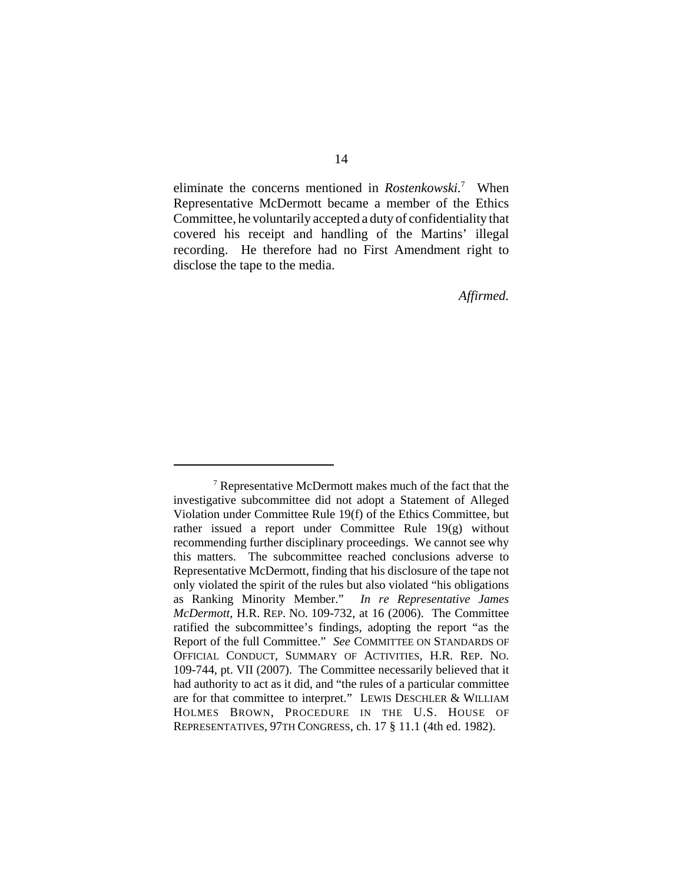eliminate the concerns mentioned in *Rostenkowski*.[7] When Representative McDermott became a member of the Ethics Committee, he voluntarily accepted a duty of confidentiality that covered his receipt and handling of the Martins' illegal recording. He therefore had no First Amendment right to disclose the tape to the media.

*Affirmed.*

---

[7] Representative McDermott makes much of the fact that the investigative subcommittee did not adopt a Statement of Alleged Violation under Committee Rule 19(f) of the Ethics Committee, but rather issued a report under Committee Rule 19(g) without recommending further disciplinary proceedings. We cannot see why this matters. The subcommittee reached conclusions adverse to Representative McDermott, finding that his disclosure of the tape not only violated the spirit of the rules but also violated "his obligations as Ranking Minority Member." *In re Representative James McDermott*, H.R. REP. NO. 109-732, at 16 (2006). The Committee ratified the subcommittee's findings, adopting the report "as the Report of the full Committee." *See* COMMITTEE ON STANDARDS OF OFFICIAL CONDUCT, SUMMARY OF ACTIVITIES, H.R. REP. NO. 109-744, pt. VII (2007). The Committee necessarily believed that it had authority to act as it did, and "the rules of a particular committee are for that committee to interpret." LEWIS DESCHLER & WILLIAM HOLMES BROWN, PROCEDURE IN THE U.S. HOUSE OF REPRESENTATIVES, 97TH CONGRESS, ch. 17 § 11.1 (4th ed. 1982).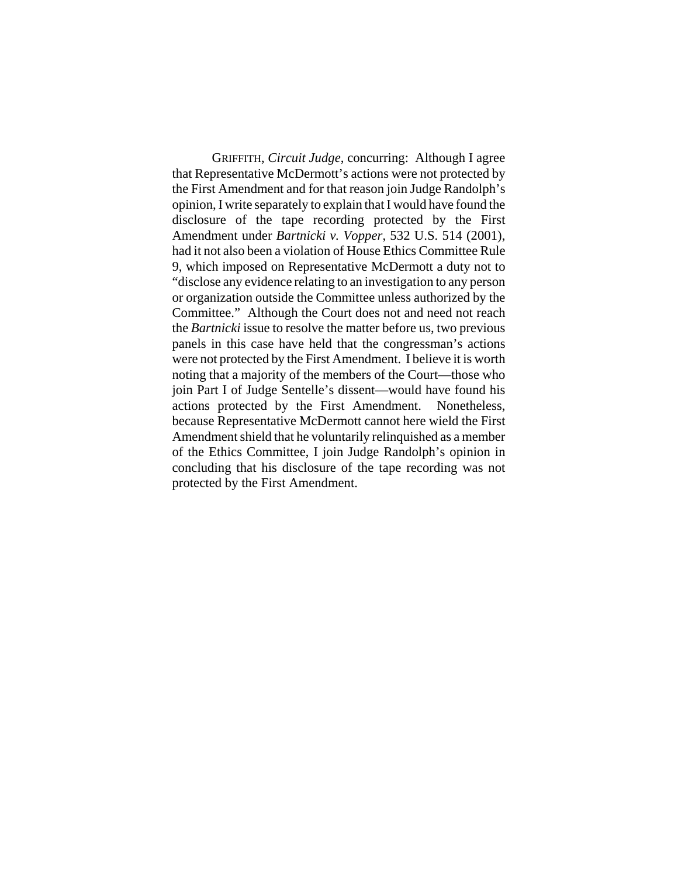GRIFFITH, *Circuit Judge*, concurring: Although I agree that Representative McDermott's actions were not protected by the First Amendment and for that reason join Judge Randolph's opinion, I write separately to explain that I would have found the disclosure of the tape recording protected by the First Amendment under *Bartnicki v. Vopper*, 532 U.S. 514 (2001), had it not also been a violation of House Ethics Committee Rule 9, which imposed on Representative McDermott a duty not to "disclose any evidence relating to an investigation to any person or organization outside the Committee unless authorized by the Committee." Although the Court does not and need not reach the *Bartnicki* issue to resolve the matter before us, two previous panels in this case have held that the congressman's actions were not protected by the First Amendment. I believe it is worth noting that a majority of the members of the Court—those who join Part I of Judge Sentelle's dissent—would have found his actions protected by the First Amendment. Nonetheless, because Representative McDermott cannot here wield the First Amendment shield that he voluntarily relinquished as a member of the Ethics Committee, I join Judge Randolph's opinion in concluding that his disclosure of the tape recording was not protected by the First Amendment.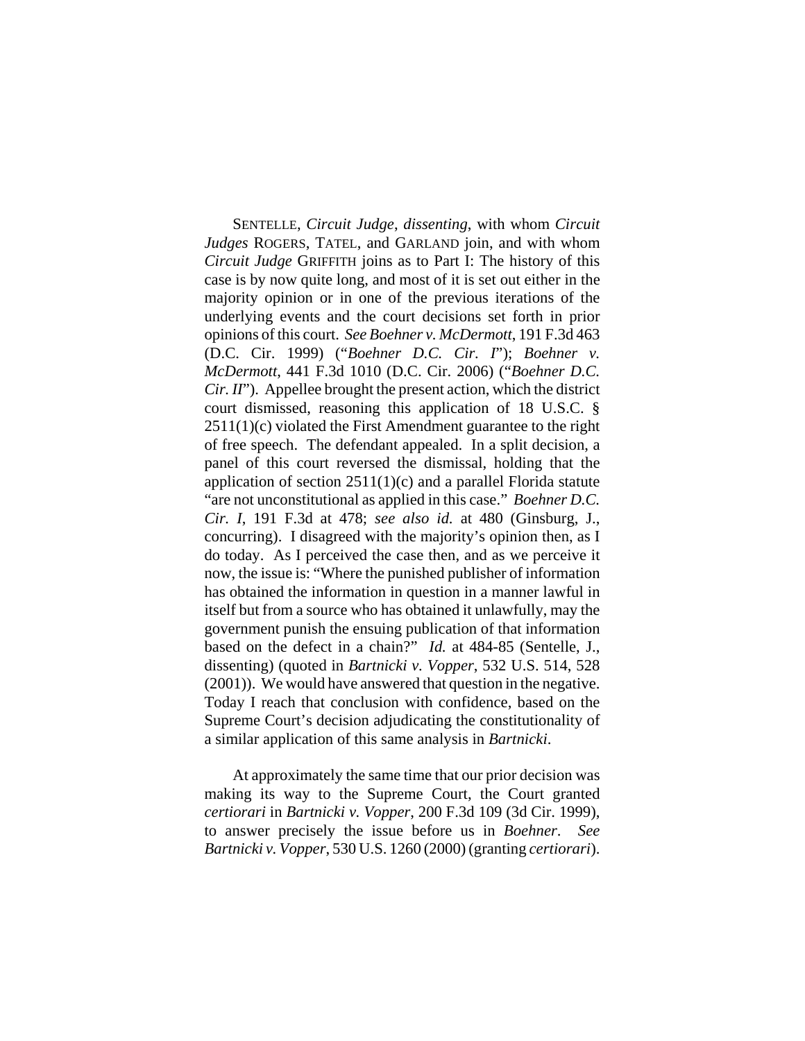SENTELLE, *Circuit Judge*, *dissenting*, with whom *Circuit Judges* ROGERS, TATEL, and GARLAND join, and with whom *Circuit Judge* GRIFFITH joins as to Part I: The history of this case is by now quite long, and most of it is set out either in the majority opinion or in one of the previous iterations of the underlying events and the court decisions set forth in prior opinions of this court. *See Boehner v. McDermott*, 191 F.3d 463 (D.C. Cir. 1999) ("*Boehner D.C. Cir. I*"); *Boehner v. McDermott*, 441 F.3d 1010 (D.C. Cir. 2006) ("*Boehner D.C. Cir. II*"). Appellee brought the present action, which the district court dismissed, reasoning this application of 18 U.S.C. § 2511(1)(c) violated the First Amendment guarantee to the right of free speech. The defendant appealed. In a split decision, a panel of this court reversed the dismissal, holding that the application of section 2511(1)(c) and a parallel Florida statute "are not unconstitutional as applied in this case." *Boehner D.C. Cir. I*, 191 F.3d at 478; *see also id.* at 480 (Ginsburg, J., concurring). I disagreed with the majority's opinion then, as I do today. As I perceived the case then, and as we perceive it now, the issue is: "Where the punished publisher of information has obtained the information in question in a manner lawful in itself but from a source who has obtained it unlawfully, may the government punish the ensuing publication of that information based on the defect in a chain?" *Id.* at 484-85 (Sentelle, J., dissenting) (quoted in *Bartnicki v. Vopper*, 532 U.S. 514, 528 (2001)). We would have answered that question in the negative. Today I reach that conclusion with confidence, based on the Supreme Court's decision adjudicating the constitutionality of a similar application of this same analysis in *Bartnicki*.

At approximately the same time that our prior decision was making its way to the Supreme Court, the Court granted *certiorari* in *Bartnicki v. Vopper*, 200 F.3d 109 (3d Cir. 1999), to answer precisely the issue before us in *Boehner*. *See Bartnicki v. Vopper*, 530 U.S. 1260 (2000) (granting *certiorari*).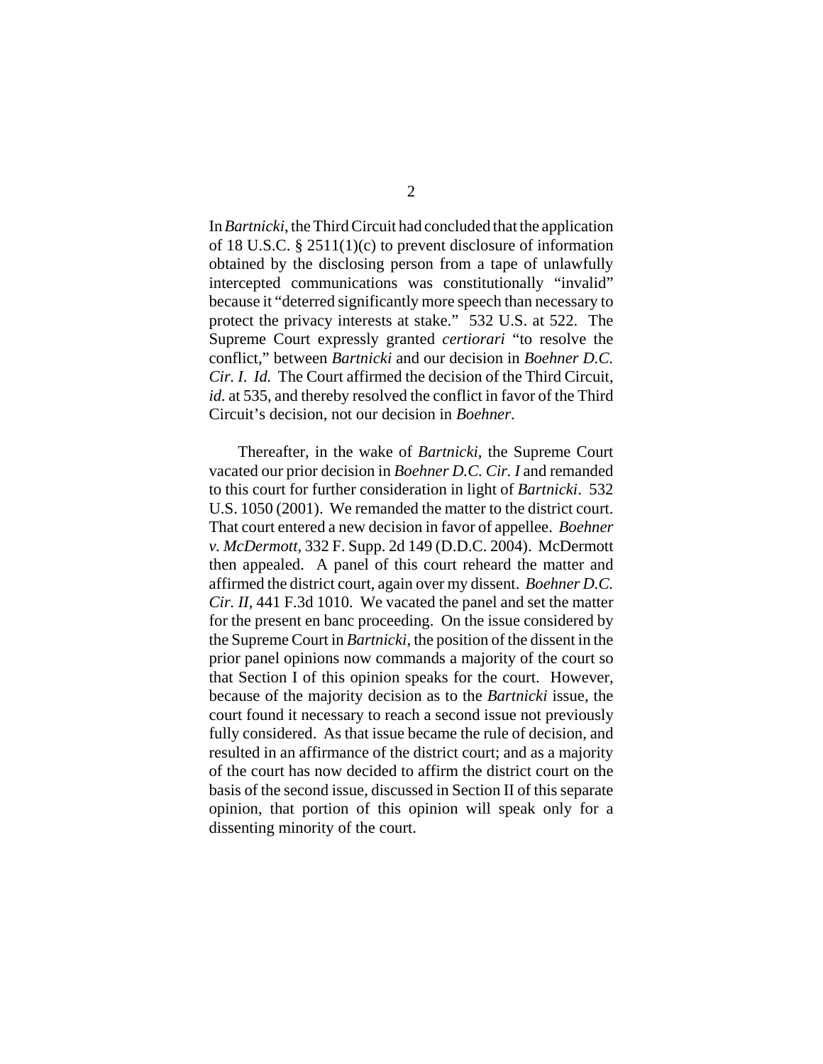In *Bartnicki*, the Third Circuit had concluded that the application of 18 U.S.C. § 2511(1)(c) to prevent disclosure of information obtained by the disclosing person from a tape of unlawfully intercepted communications was constitutionally "invalid" because it "deterred significantly more speech than necessary to protect the privacy interests at stake." 532 U.S. at 522. The Supreme Court expressly granted *certiorari* "to resolve the conflict," between *Bartnicki* and our decision in *Boehner D.C. Cir. I*. *Id.* The Court affirmed the decision of the Third Circuit, *id.* at 535, and thereby resolved the conflict in favor of the Third Circuit's decision, not our decision in *Boehner*.

Thereafter, in the wake of *Bartnicki*, the Supreme Court vacated our prior decision in *Boehner D.C. Cir. I* and remanded to this court for further consideration in light of *Bartnicki*. 532 U.S. 1050 (2001). We remanded the matter to the district court. That court entered a new decision in favor of appellee. *Boehner v. McDermott*, 332 F. Supp. 2d 149 (D.D.C. 2004). McDermott then appealed. A panel of this court reheard the matter and affirmed the district court, again over my dissent. *Boehner D.C. Cir. II*, 441 F.3d 1010. We vacated the panel and set the matter for the present en banc proceeding. On the issue considered by the Supreme Court in *Bartnicki*, the position of the dissent in the prior panel opinions now commands a majority of the court so that Section I of this opinion speaks for the court. However, because of the majority decision as to the *Bartnicki* issue, the court found it necessary to reach a second issue not previously fully considered. As that issue became the rule of decision, and resulted in an affirmance of the district court; and as a majority of the court has now decided to affirm the district court on the basis of the second issue, discussed in Section II of this separate opinion, that portion of this opinion will speak only for a dissenting minority of the court.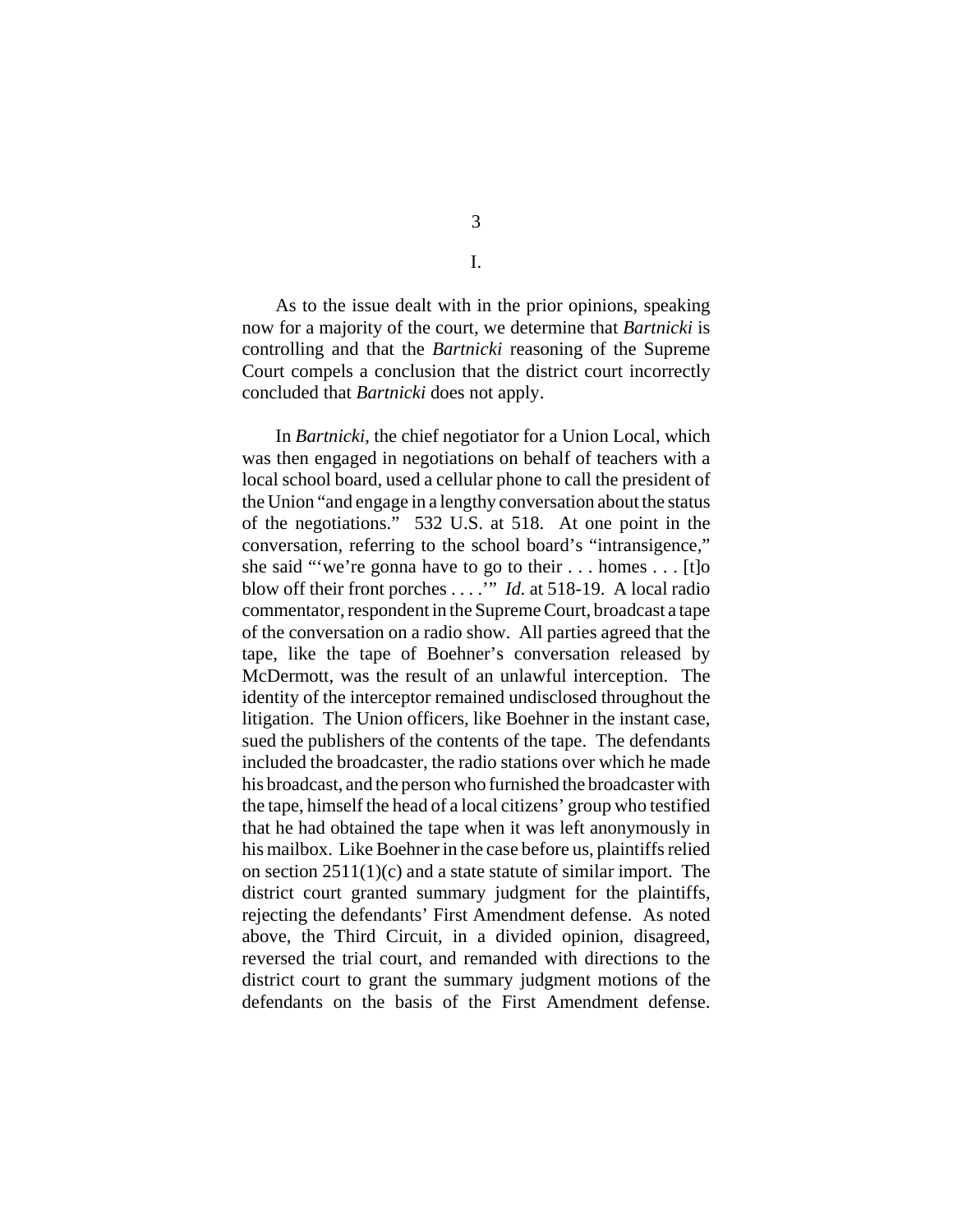I.

As to the issue dealt with in the prior opinions, speaking now for a majority of the court, we determine that *Bartnicki* is controlling and that the *Bartnicki* reasoning of the Supreme Court compels a conclusion that the district court incorrectly concluded that *Bartnicki* does not apply.

In *Bartnicki*, the chief negotiator for a Union Local, which was then engaged in negotiations on behalf of teachers with a local school board, used a cellular phone to call the president of the Union "and engage in a lengthy conversation about the status of the negotiations." 532 U.S. at 518. At one point in the conversation, referring to the school board's "intransigence," she said "'we're gonna have to go to their . . . homes . . . [t]o blow off their front porches . . . .'" *Id.* at 518-19. A local radio commentator, respondent in the Supreme Court, broadcast a tape of the conversation on a radio show. All parties agreed that the tape, like the tape of Boehner's conversation released by McDermott, was the result of an unlawful interception. The identity of the interceptor remained undisclosed throughout the litigation. The Union officers, like Boehner in the instant case, sued the publishers of the contents of the tape. The defendants included the broadcaster, the radio stations over which he made his broadcast, and the person who furnished the broadcaster with the tape, himself the head of a local citizens' group who testified that he had obtained the tape when it was left anonymously in his mailbox. Like Boehner in the case before us, plaintiffs relied on section 2511(1)(c) and a state statute of similar import. The district court granted summary judgment for the plaintiffs, rejecting the defendants' First Amendment defense. As noted above, the Third Circuit, in a divided opinion, disagreed, reversed the trial court, and remanded with directions to the district court to grant the summary judgment motions of the defendants on the basis of the First Amendment defense.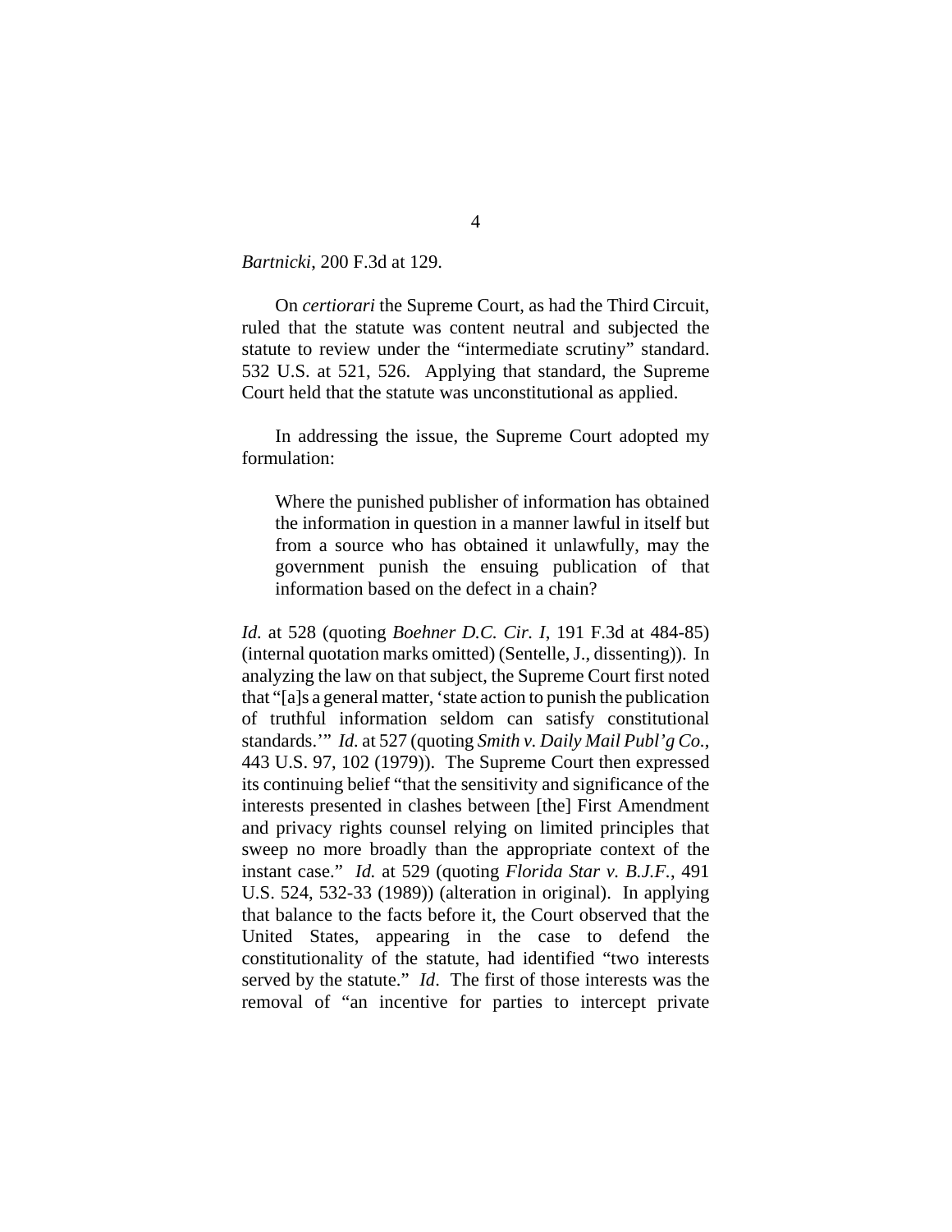*Bartnicki*, 200 F.3d at 129.

On *certiorari* the Supreme Court, as had the Third Circuit, ruled that the statute was content neutral and subjected the statute to review under the "intermediate scrutiny" standard. 532 U.S. at 521, 526. Applying that standard, the Supreme Court held that the statute was unconstitutional as applied.

In addressing the issue, the Supreme Court adopted my formulation:

> Where the punished publisher of information has obtained the information in question in a manner lawful in itself but from a source who has obtained it unlawfully, may the government punish the ensuing publication of that information based on the defect in a chain?

*Id.* at 528 (quoting *Boehner D.C. Cir. I*, 191 F.3d at 484-85) (internal quotation marks omitted) (Sentelle, J., dissenting)). In analyzing the law on that subject, the Supreme Court first noted that "[a]s a general matter, 'state action to punish the publication of truthful information seldom can satisfy constitutional standards.'" *Id.* at 527 (quoting *Smith v. Daily Mail Publ'g Co.*, 443 U.S. 97, 102 (1979)). The Supreme Court then expressed its continuing belief "that the sensitivity and significance of the interests presented in clashes between [the] First Amendment and privacy rights counsel relying on limited principles that sweep no more broadly than the appropriate context of the instant case." *Id.* at 529 (quoting *Florida Star v. B.J.F.*, 491 U.S. 524, 532-33 (1989)) (alteration in original). In applying that balance to the facts before it, the Court observed that the United States, appearing in the case to defend the constitutionality of the statute, had identified "two interests served by the statute." *Id*. The first of those interests was the removal of "an incentive for parties to intercept private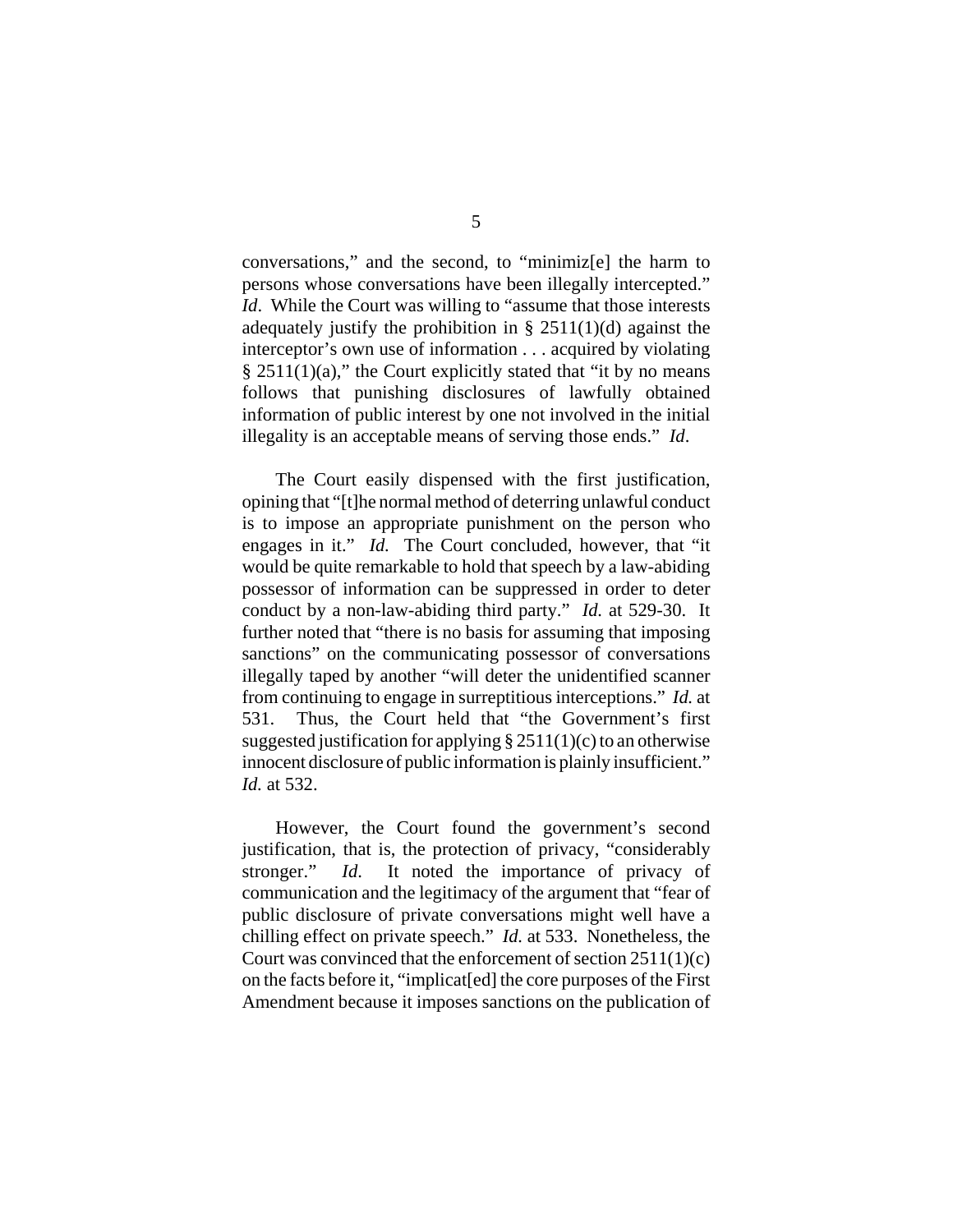conversations," and the second, to "minimiz[e] the harm to persons whose conversations have been illegally intercepted." *Id*. While the Court was willing to "assume that those interests adequately justify the prohibition in § 2511(1)(d) against the interceptor's own use of information . . . acquired by violating § 2511(1)(a)," the Court explicitly stated that "it by no means follows that punishing disclosures of lawfully obtained information of public interest by one not involved in the initial illegality is an acceptable means of serving those ends." *Id*.

The Court easily dispensed with the first justification, opining that "[t]he normal method of deterring unlawful conduct is to impose an appropriate punishment on the person who engages in it." *Id.* The Court concluded, however, that "it would be quite remarkable to hold that speech by a law-abiding possessor of information can be suppressed in order to deter conduct by a non-law-abiding third party." *Id.* at 529-30. It further noted that "there is no basis for assuming that imposing sanctions" on the communicating possessor of conversations illegally taped by another "will deter the unidentified scanner from continuing to engage in surreptitious interceptions." *Id.* at 531. Thus, the Court held that "the Government's first suggested justification for applying § 2511(1)(c) to an otherwise innocent disclosure of public information is plainly insufficient." *Id.* at 532.

However, the Court found the government's second justification, that is, the protection of privacy, "considerably stronger." *Id*. It noted the importance of privacy of communication and the legitimacy of the argument that "fear of public disclosure of private conversations might well have a chilling effect on private speech." *Id.* at 533. Nonetheless, the Court was convinced that the enforcement of section 2511(1)(c) on the facts before it, "implicat[ed] the core purposes of the First Amendment because it imposes sanctions on the publication of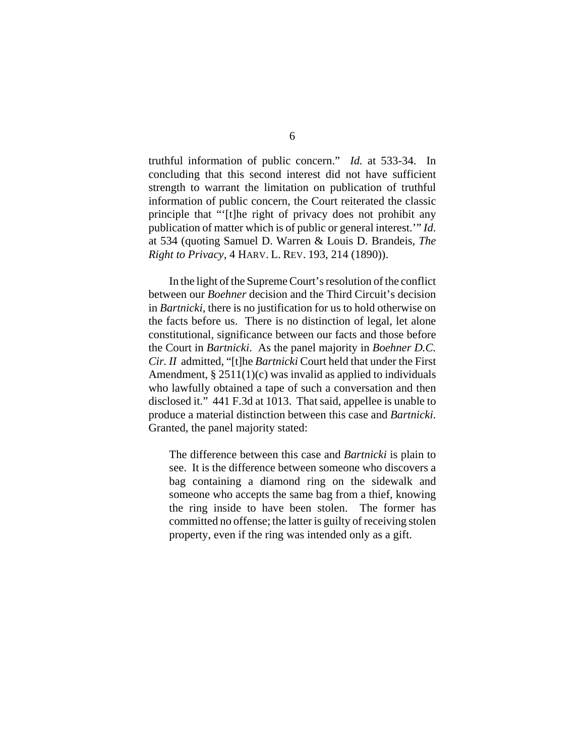truthful information of public concern." *Id.* at 533-34. In concluding that this second interest did not have sufficient strength to warrant the limitation on publication of truthful information of public concern, the Court reiterated the classic principle that "'[t]he right of privacy does not prohibit any publication of matter which is of public or general interest.'" *Id.* at 534 (quoting Samuel D. Warren & Louis D. Brandeis, *The Right to Privacy*, 4 HARV. L. REV. 193, 214 (1890)).

In the light of the Supreme Court's resolution of the conflict between our *Boehner* decision and the Third Circuit's decision in *Bartnicki*, there is no justification for us to hold otherwise on the facts before us. There is no distinction of legal, let alone constitutional, significance between our facts and those before the Court in *Bartnicki*. As the panel majority in *Boehner D.C. Cir. II* admitted, "[t]he *Bartnicki* Court held that under the First Amendment, § 2511(1)(c) was invalid as applied to individuals who lawfully obtained a tape of such a conversation and then disclosed it." 441 F.3d at 1013. That said, appellee is unable to produce a material distinction between this case and *Bartnicki*. Granted, the panel majority stated:

> The difference between this case and *Bartnicki* is plain to see. It is the difference between someone who discovers a bag containing a diamond ring on the sidewalk and someone who accepts the same bag from a thief, knowing the ring inside to have been stolen. The former has committed no offense; the latter is guilty of receiving stolen property, even if the ring was intended only as a gift.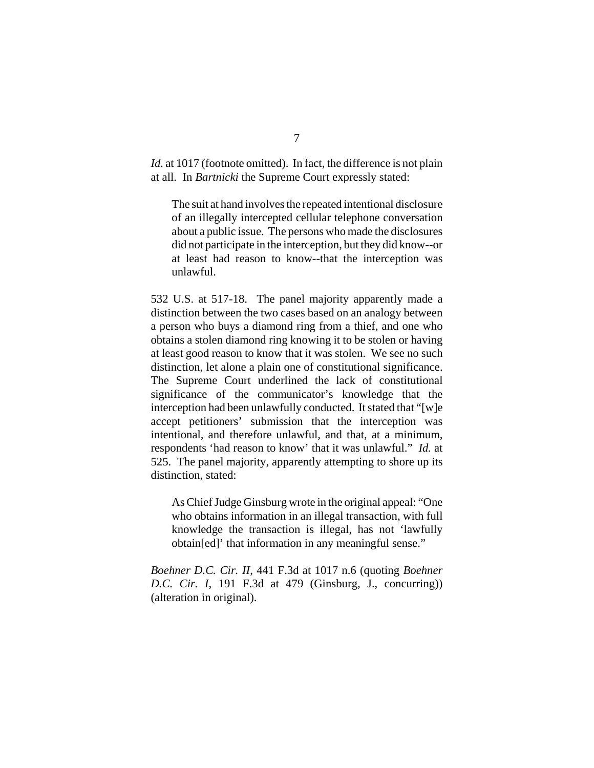*Id.* at 1017 (footnote omitted). In fact, the difference is not plain at all. In *Bartnicki* the Supreme Court expressly stated:

> The suit at hand involves the repeated intentional disclosure of an illegally intercepted cellular telephone conversation about a public issue. The persons who made the disclosures did not participate in the interception, but they did know--or at least had reason to know--that the interception was unlawful.

532 U.S. at 517-18. The panel majority apparently made a distinction between the two cases based on an analogy between a person who buys a diamond ring from a thief, and one who obtains a stolen diamond ring knowing it to be stolen or having at least good reason to know that it was stolen. We see no such distinction, let alone a plain one of constitutional significance. The Supreme Court underlined the lack of constitutional significance of the communicator's knowledge that the interception had been unlawfully conducted. It stated that "[w]e accept petitioners' submission that the interception was intentional, and therefore unlawful, and that, at a minimum, respondents 'had reason to know' that it was unlawful." *Id.* at 525. The panel majority, apparently attempting to shore up its distinction, stated:

> As Chief Judge Ginsburg wrote in the original appeal: "One who obtains information in an illegal transaction, with full knowledge the transaction is illegal, has not 'lawfully obtain[ed]' that information in any meaningful sense."

*Boehner D.C. Cir. II*, 441 F.3d at 1017 n.6 (quoting *Boehner D.C. Cir. I*, 191 F.3d at 479 (Ginsburg, J., concurring)) (alteration in original).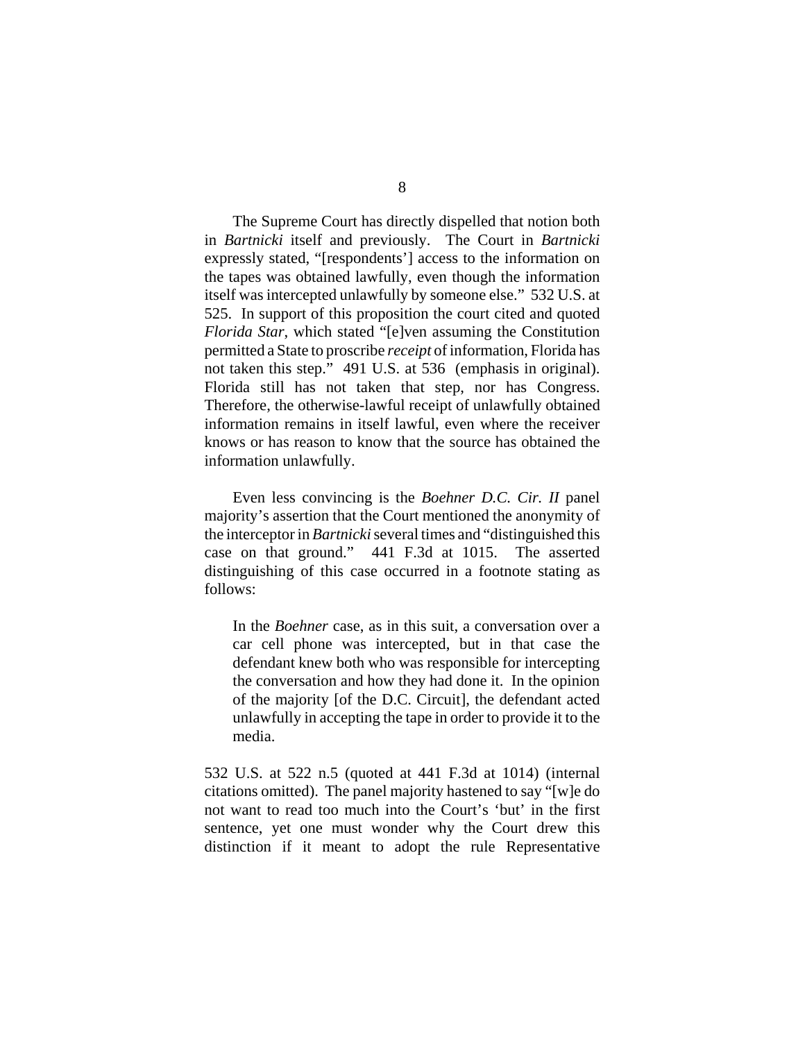The Supreme Court has directly dispelled that notion both in *Bartnicki* itself and previously. The Court in *Bartnicki* expressly stated, "[respondents'] access to the information on the tapes was obtained lawfully, even though the information itself was intercepted unlawfully by someone else." 532 U.S. at 525. In support of this proposition the court cited and quoted *Florida Star*, which stated "[e]ven assuming the Constitution permitted a State to proscribe *receipt* of information, Florida has not taken this step." 491 U.S. at 536 (emphasis in original). Florida still has not taken that step, nor has Congress. Therefore, the otherwise-lawful receipt of unlawfully obtained information remains in itself lawful, even where the receiver knows or has reason to know that the source has obtained the information unlawfully.

Even less convincing is the *Boehner D.C. Cir. II* panel majority's assertion that the Court mentioned the anonymity of the interceptor in *Bartnicki* several times and "distinguished this case on that ground." 441 F.3d at 1015. The asserted distinguishing of this case occurred in a footnote stating as follows:

> In the *Boehner* case, as in this suit, a conversation over a car cell phone was intercepted, but in that case the defendant knew both who was responsible for intercepting the conversation and how they had done it. In the opinion of the majority [of the D.C. Circuit], the defendant acted unlawfully in accepting the tape in order to provide it to the media.

532 U.S. at 522 n.5 (quoted at 441 F.3d at 1014) (internal citations omitted). The panel majority hastened to say "[w]e do not want to read too much into the Court's 'but' in the first sentence, yet one must wonder why the Court drew this distinction if it meant to adopt the rule Representative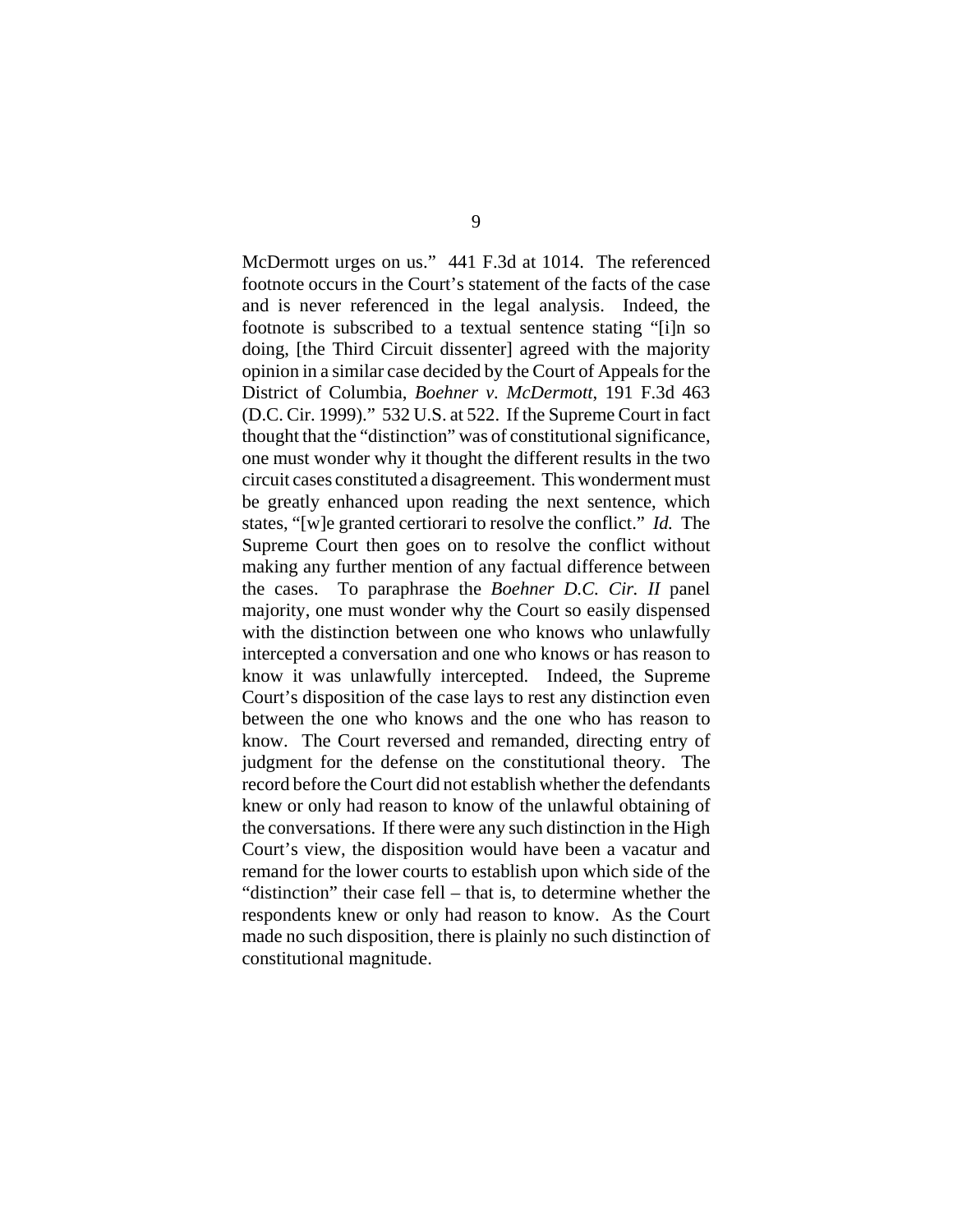McDermott urges on us." 441 F.3d at 1014. The referenced footnote occurs in the Court's statement of the facts of the case and is never referenced in the legal analysis. Indeed, the footnote is subscribed to a textual sentence stating "[i]n so doing, [the Third Circuit dissenter] agreed with the majority opinion in a similar case decided by the Court of Appeals for the District of Columbia, *Boehner v. McDermott*, 191 F.3d 463 (D.C. Cir. 1999)." 532 U.S. at 522. If the Supreme Court in fact thought that the "distinction" was of constitutional significance, one must wonder why it thought the different results in the two circuit cases constituted a disagreement. This wonderment must be greatly enhanced upon reading the next sentence, which states, "[w]e granted certiorari to resolve the conflict." *Id.* The Supreme Court then goes on to resolve the conflict without making any further mention of any factual difference between the cases. To paraphrase the *Boehner D.C. Cir. II* panel majority, one must wonder why the Court so easily dispensed with the distinction between one who knows who unlawfully intercepted a conversation and one who knows or has reason to know it was unlawfully intercepted. Indeed, the Supreme Court's disposition of the case lays to rest any distinction even between the one who knows and the one who has reason to know. The Court reversed and remanded, directing entry of judgment for the defense on the constitutional theory. The record before the Court did not establish whether the defendants knew or only had reason to know of the unlawful obtaining of the conversations. If there were any such distinction in the High Court's view, the disposition would have been a vacatur and remand for the lower courts to establish upon which side of the "distinction" their case fell – that is, to determine whether the respondents knew or only had reason to know. As the Court made no such disposition, there is plainly no such distinction of constitutional magnitude.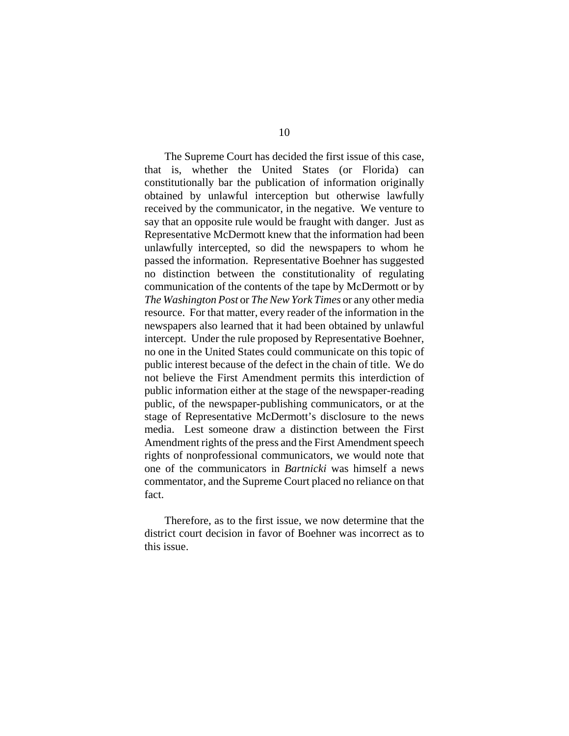The Supreme Court has decided the first issue of this case, that is, whether the United States (or Florida) can constitutionally bar the publication of information originally obtained by unlawful interception but otherwise lawfully received by the communicator, in the negative. We venture to say that an opposite rule would be fraught with danger. Just as Representative McDermott knew that the information had been unlawfully intercepted, so did the newspapers to whom he passed the information. Representative Boehner has suggested no distinction between the constitutionality of regulating communication of the contents of the tape by McDermott or by *The Washington Post* or *The New York Times* or any other media resource. For that matter, every reader of the information in the newspapers also learned that it had been obtained by unlawful intercept. Under the rule proposed by Representative Boehner, no one in the United States could communicate on this topic of public interest because of the defect in the chain of title. We do not believe the First Amendment permits this interdiction of public information either at the stage of the newspaper-reading public, of the newspaper-publishing communicators, or at the stage of Representative McDermott's disclosure to the news media. Lest someone draw a distinction between the First Amendment rights of the press and the First Amendment speech rights of nonprofessional communicators, we would note that one of the communicators in *Bartnicki* was himself a news commentator, and the Supreme Court placed no reliance on that fact.

Therefore, as to the first issue, we now determine that the district court decision in favor of Boehner was incorrect as to this issue.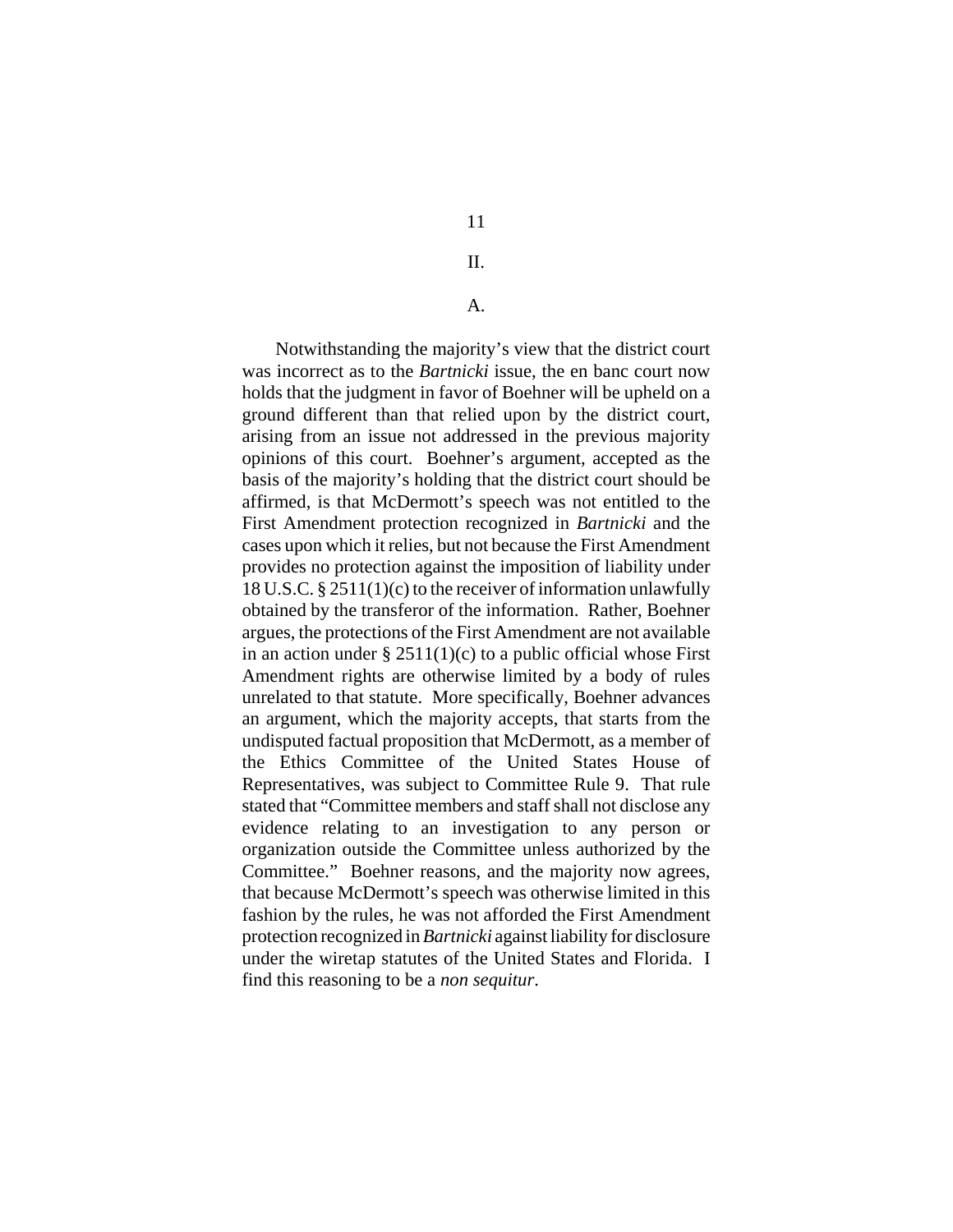## II.

### A.

Notwithstanding the majority's view that the district court was incorrect as to the *Bartnicki* issue, the en banc court now holds that the judgment in favor of Boehner will be upheld on a ground different than that relied upon by the district court, arising from an issue not addressed in the previous majority opinions of this court. Boehner's argument, accepted as the basis of the majority's holding that the district court should be affirmed, is that McDermott's speech was not entitled to the First Amendment protection recognized in *Bartnicki* and the cases upon which it relies, but not because the First Amendment provides no protection against the imposition of liability under 18 U.S.C. § 2511(1)(c) to the receiver of information unlawfully obtained by the transferor of the information. Rather, Boehner argues, the protections of the First Amendment are not available in an action under § 2511(1)(c) to a public official whose First Amendment rights are otherwise limited by a body of rules unrelated to that statute. More specifically, Boehner advances an argument, which the majority accepts, that starts from the undisputed factual proposition that McDermott, as a member of the Ethics Committee of the United States House of Representatives, was subject to Committee Rule 9. That rule stated that "Committee members and staff shall not disclose any evidence relating to an investigation to any person or organization outside the Committee unless authorized by the Committee." Boehner reasons, and the majority now agrees, that because McDermott's speech was otherwise limited in this fashion by the rules, he was not afforded the First Amendment protection recognized in *Bartnicki* against liability for disclosure under the wiretap statutes of the United States and Florida. I find this reasoning to be a *non sequitur*.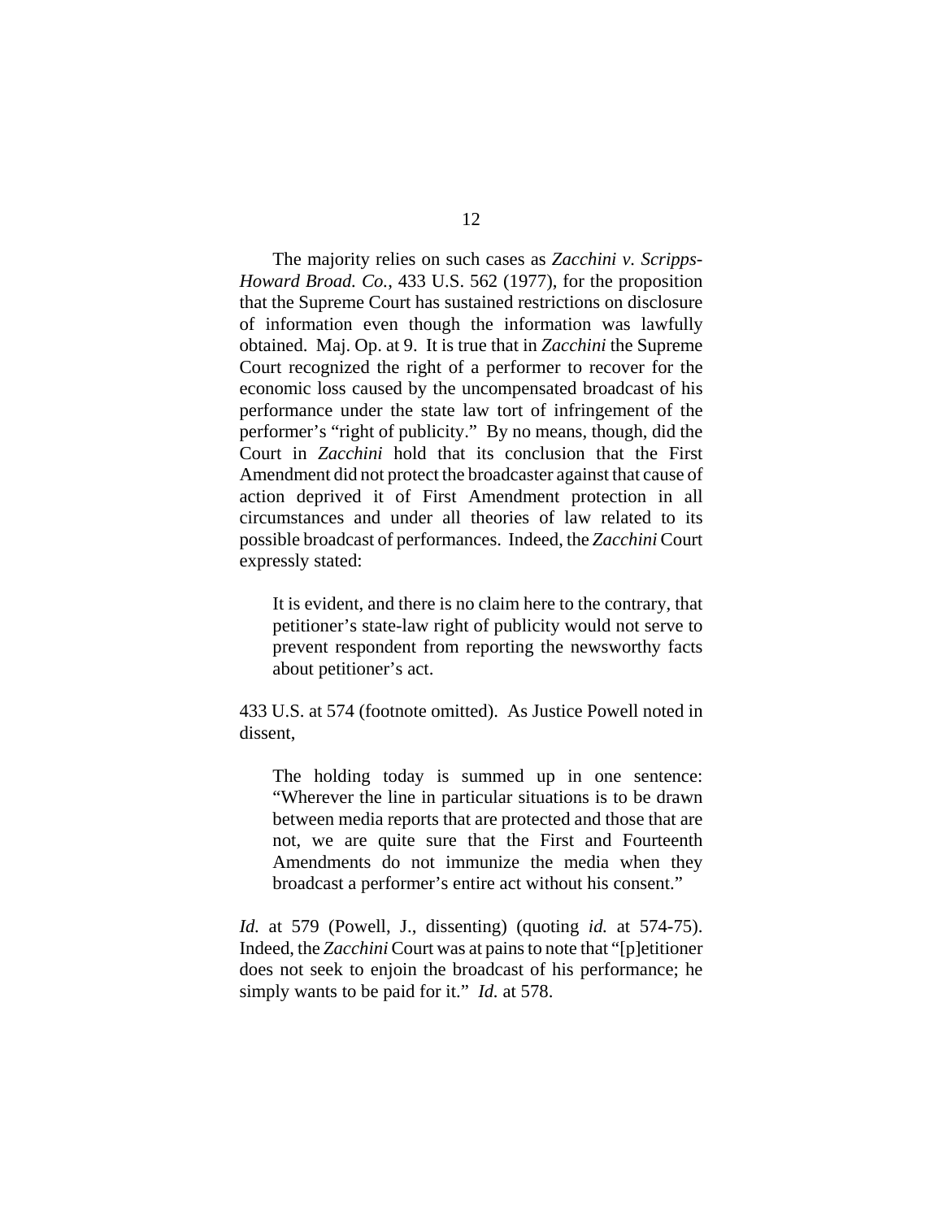The majority relies on such cases as *Zacchini v. Scripps-Howard Broad. Co.*, 433 U.S. 562 (1977), for the proposition that the Supreme Court has sustained restrictions on disclosure of information even though the information was lawfully obtained. Maj. Op. at 9. It is true that in *Zacchini* the Supreme Court recognized the right of a performer to recover for the economic loss caused by the uncompensated broadcast of his performance under the state law tort of infringement of the performer's "right of publicity." By no means, though, did the Court in *Zacchini* hold that its conclusion that the First Amendment did not protect the broadcaster against that cause of action deprived it of First Amendment protection in all circumstances and under all theories of law related to its possible broadcast of performances. Indeed, the *Zacchini* Court expressly stated:

> It is evident, and there is no claim here to the contrary, that petitioner's state-law right of publicity would not serve to prevent respondent from reporting the newsworthy facts about petitioner's act.

433 U.S. at 574 (footnote omitted). As Justice Powell noted in dissent,

> The holding today is summed up in one sentence: "Wherever the line in particular situations is to be drawn between media reports that are protected and those that are not, we are quite sure that the First and Fourteenth Amendments do not immunize the media when they broadcast a performer's entire act without his consent."

*Id.* at 579 (Powell, J., dissenting) (quoting *id.* at 574-75). Indeed, the *Zacchini* Court was at pains to note that "[p]etitioner does not seek to enjoin the broadcast of his performance; he simply wants to be paid for it." *Id.* at 578.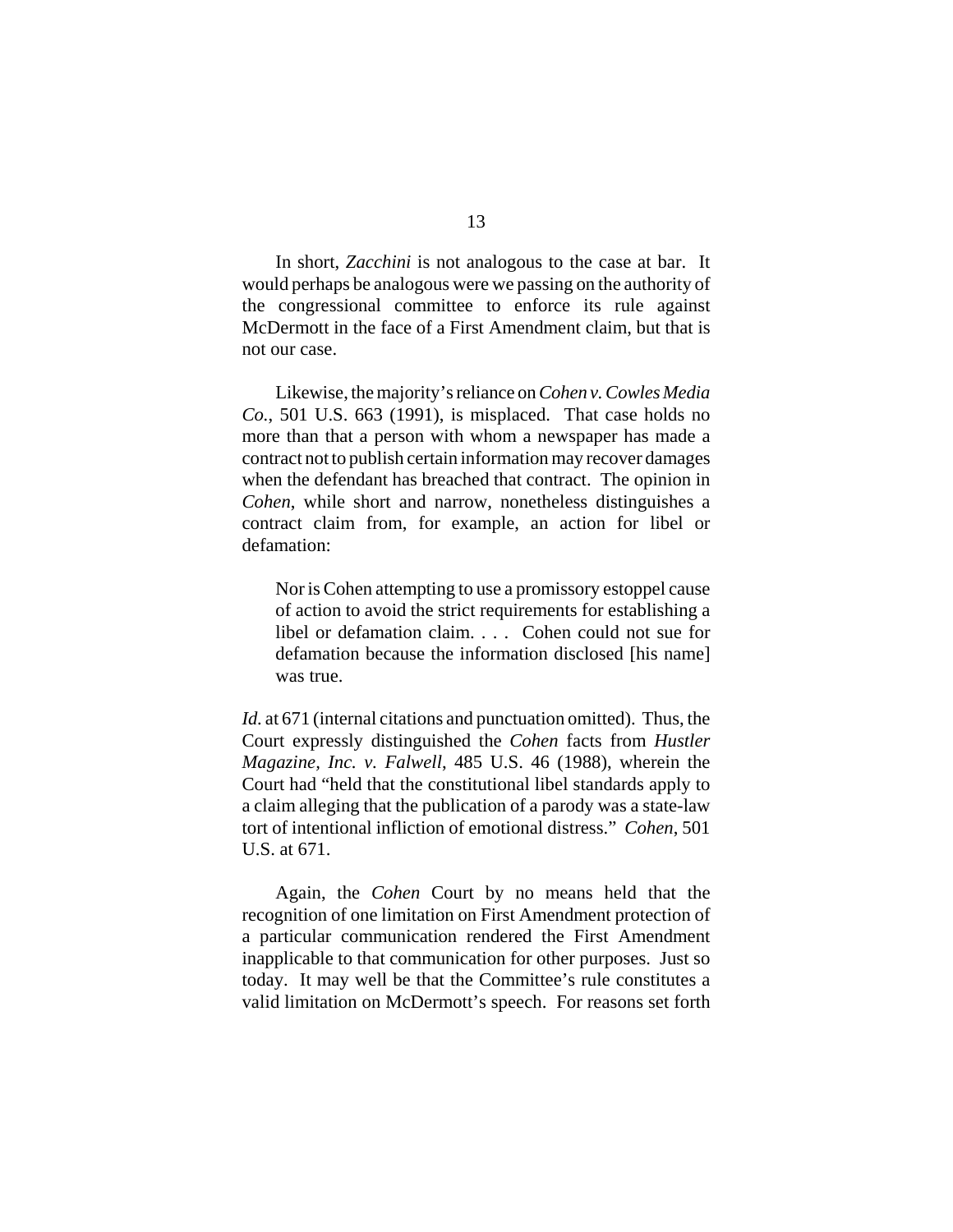In short, *Zacchini* is not analogous to the case at bar. It would perhaps be analogous were we passing on the authority of the congressional committee to enforce its rule against McDermott in the face of a First Amendment claim, but that is not our case.

Likewise, the majority's reliance on *Cohen v. Cowles Media Co.*, 501 U.S. 663 (1991), is misplaced. That case holds no more than that a person with whom a newspaper has made a contract not to publish certain information may recover damages when the defendant has breached that contract. The opinion in *Cohen*, while short and narrow, nonetheless distinguishes a contract claim from, for example, an action for libel or defamation:

> Nor is Cohen attempting to use a promissory estoppel cause of action to avoid the strict requirements for establishing a libel or defamation claim. . . . Cohen could not sue for defamation because the information disclosed [his name] was true.

*Id.* at 671 (internal citations and punctuation omitted). Thus, the Court expressly distinguished the *Cohen* facts from *Hustler Magazine, Inc. v. Falwell*, 485 U.S. 46 (1988), wherein the Court had "held that the constitutional libel standards apply to a claim alleging that the publication of a parody was a state-law tort of intentional infliction of emotional distress." *Cohen*, 501 U.S. at 671.

Again, the *Cohen* Court by no means held that the recognition of one limitation on First Amendment protection of a particular communication rendered the First Amendment inapplicable to that communication for other purposes. Just so today. It may well be that the Committee's rule constitutes a valid limitation on McDermott's speech. For reasons set forth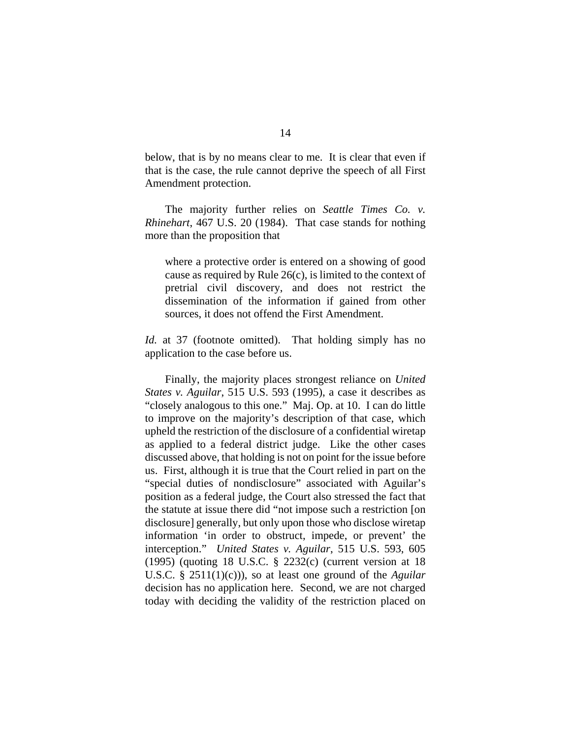below, that is by no means clear to me. It is clear that even if that is the case, the rule cannot deprive the speech of all First Amendment protection.

The majority further relies on *Seattle Times Co. v. Rhinehart*, 467 U.S. 20 (1984). That case stands for nothing more than the proposition that

> where a protective order is entered on a showing of good cause as required by Rule 26(c), is limited to the context of pretrial civil discovery, and does not restrict the dissemination of the information if gained from other sources, it does not offend the First Amendment.

*Id.* at 37 (footnote omitted). That holding simply has no application to the case before us.

Finally, the majority places strongest reliance on *United States v. Aguilar*, 515 U.S. 593 (1995), a case it describes as "closely analogous to this one." Maj. Op. at 10. I can do little to improve on the majority's description of that case, which upheld the restriction of the disclosure of a confidential wiretap as applied to a federal district judge. Like the other cases discussed above, that holding is not on point for the issue before us. First, although it is true that the Court relied in part on the "special duties of nondisclosure" associated with Aguilar's position as a federal judge, the Court also stressed the fact that the statute at issue there did "not impose such a restriction [on disclosure] generally, but only upon those who disclose wiretap information 'in order to obstruct, impede, or prevent' the interception." *United States v. Aguilar*, 515 U.S. 593, 605 (1995) (quoting 18 U.S.C. § 2232(c) (current version at 18 U.S.C. § 2511(1)(c))), so at least one ground of the *Aguilar* decision has no application here. Second, we are not charged today with deciding the validity of the restriction placed on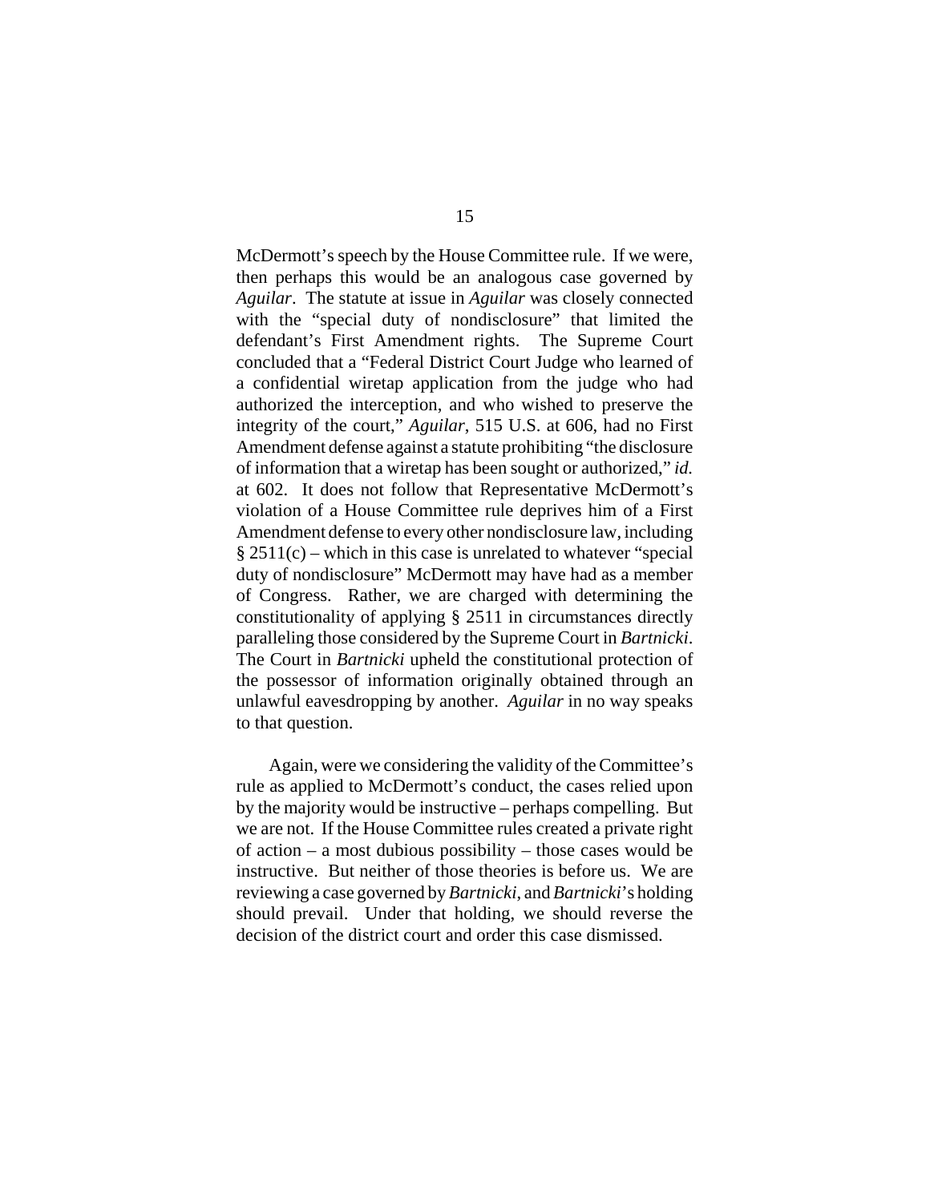McDermott's speech by the House Committee rule. If we were, then perhaps this would be an analogous case governed by *Aguilar*. The statute at issue in *Aguilar* was closely connected with the "special duty of nondisclosure" that limited the defendant's First Amendment rights. The Supreme Court concluded that a "Federal District Court Judge who learned of a confidential wiretap application from the judge who had authorized the interception, and who wished to preserve the integrity of the court," *Aguilar*, 515 U.S. at 606, had no First Amendment defense against a statute prohibiting "the disclosure of information that a wiretap has been sought or authorized," *id.* at 602. It does not follow that Representative McDermott's violation of a House Committee rule deprives him of a First Amendment defense to every other nondisclosure law, including § 2511(c) – which in this case is unrelated to whatever "special duty of nondisclosure" McDermott may have had as a member of Congress. Rather, we are charged with determining the constitutionality of applying § 2511 in circumstances directly paralleling those considered by the Supreme Court in *Bartnicki*. The Court in *Bartnicki* upheld the constitutional protection of the possessor of information originally obtained through an unlawful eavesdropping by another. *Aguilar* in no way speaks to that question.

Again, were we considering the validity of the Committee's rule as applied to McDermott's conduct, the cases relied upon by the majority would be instructive – perhaps compelling. But we are not. If the House Committee rules created a private right of action – a most dubious possibility – those cases would be instructive. But neither of those theories is before us. We are reviewing a case governed by *Bartnicki*, and *Bartnicki*'s holding should prevail. Under that holding, we should reverse the decision of the district court and order this case dismissed.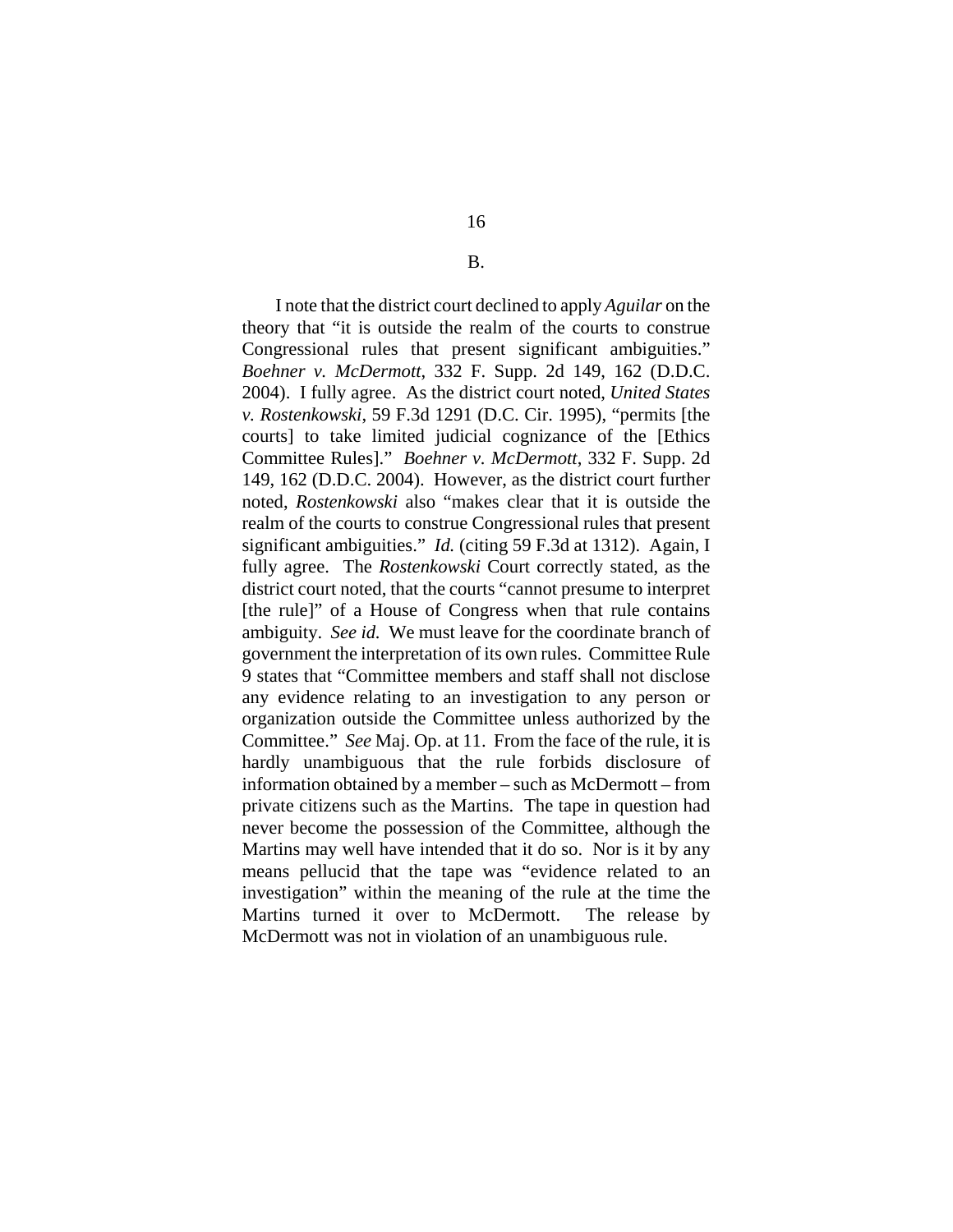## B.

I note that the district court declined to apply *Aguilar* on the theory that "it is outside the realm of the courts to construe Congressional rules that present significant ambiguities." *Boehner v. McDermott*, 332 F. Supp. 2d 149, 162 (D.D.C. 2004). I fully agree. As the district court noted, *United States v. Rostenkowski*, 59 F.3d 1291 (D.C. Cir. 1995), "permits [the courts] to take limited judicial cognizance of the [Ethics Committee Rules]." *Boehner v. McDermott*, 332 F. Supp. 2d 149, 162 (D.D.C. 2004). However, as the district court further noted, *Rostenkowski* also "makes clear that it is outside the realm of the courts to construe Congressional rules that present significant ambiguities." *Id.* (citing 59 F.3d at 1312). Again, I fully agree. The *Rostenkowski* Court correctly stated, as the district court noted, that the courts "cannot presume to interpret [the rule]" of a House of Congress when that rule contains ambiguity. *See id.* We must leave for the coordinate branch of government the interpretation of its own rules. Committee Rule 9 states that "Committee members and staff shall not disclose any evidence relating to an investigation to any person or organization outside the Committee unless authorized by the Committee." *See* Maj. Op. at 11. From the face of the rule, it is hardly unambiguous that the rule forbids disclosure of information obtained by a member – such as McDermott – from private citizens such as the Martins. The tape in question had never become the possession of the Committee, although the Martins may well have intended that it do so. Nor is it by any means pellucid that the tape was "evidence related to an investigation" within the meaning of the rule at the time the Martins turned it over to McDermott. The release by McDermott was not in violation of an unambiguous rule.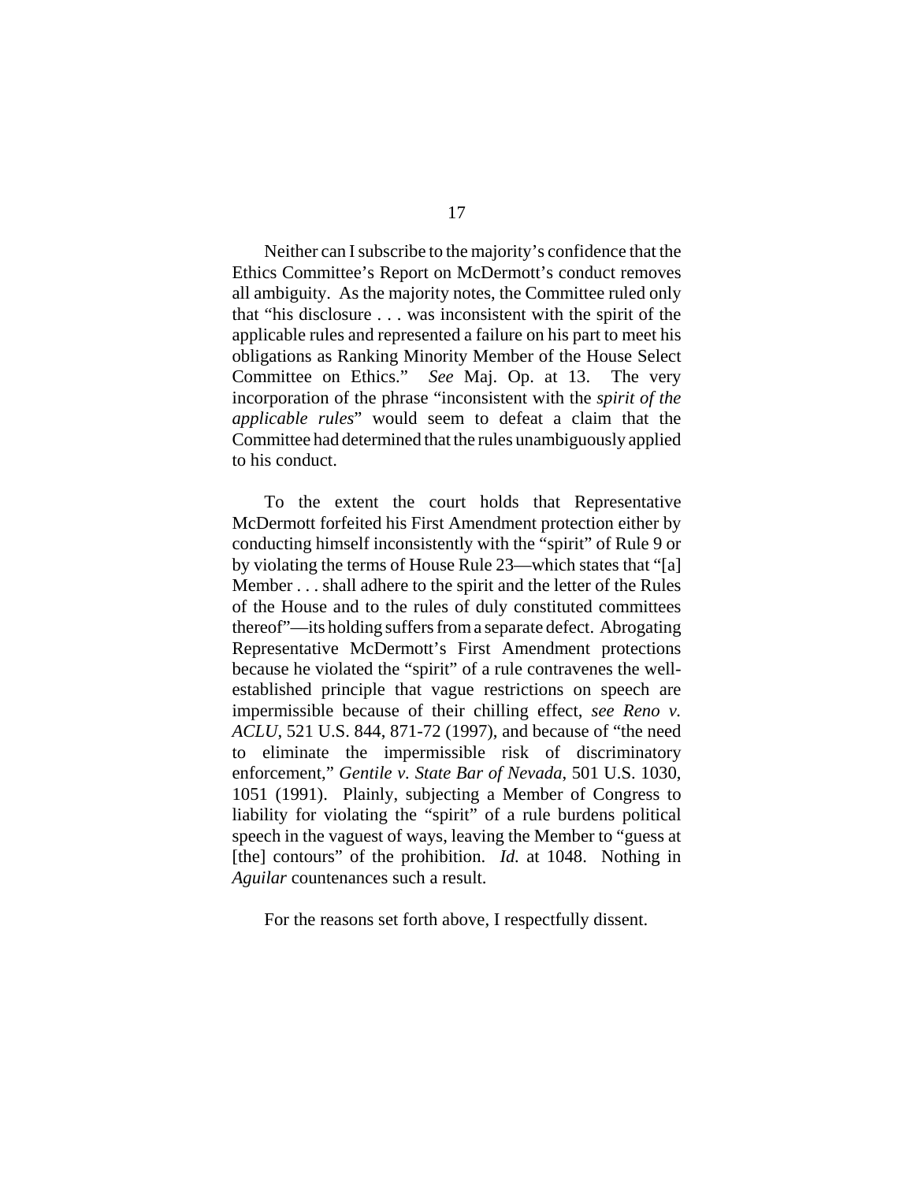Neither can I subscribe to the majority's confidence that the Ethics Committee's Report on McDermott's conduct removes all ambiguity. As the majority notes, the Committee ruled only that "his disclosure . . . was inconsistent with the spirit of the applicable rules and represented a failure on his part to meet his obligations as Ranking Minority Member of the House Select Committee on Ethics." *See* Maj. Op. at 13. The very incorporation of the phrase "inconsistent with the *spirit of the applicable rules*" would seem to defeat a claim that the Committee had determined that the rules unambiguously applied to his conduct.

To the extent the court holds that Representative McDermott forfeited his First Amendment protection either by conducting himself inconsistently with the "spirit" of Rule 9 or by violating the terms of House Rule 23—which states that "[a] Member . . . shall adhere to the spirit and the letter of the Rules of the House and to the rules of duly constituted committees thereof"—its holding suffers from a separate defect. Abrogating Representative McDermott's First Amendment protections because he violated the "spirit" of a rule contravenes the well-established principle that vague restrictions on speech are impermissible because of their chilling effect, *see Reno v. ACLU*, 521 U.S. 844, 871-72 (1997), and because of "the need to eliminate the impermissible risk of discriminatory enforcement," *Gentile v. State Bar of Nevada*, 501 U.S. 1030, 1051 (1991). Plainly, subjecting a Member of Congress to liability for violating the "spirit" of a rule burdens political speech in the vaguest of ways, leaving the Member to "guess at [the] contours" of the prohibition. *Id.* at 1048. Nothing in *Aguilar* countenances such a result.

For the reasons set forth above, I respectfully dissent.